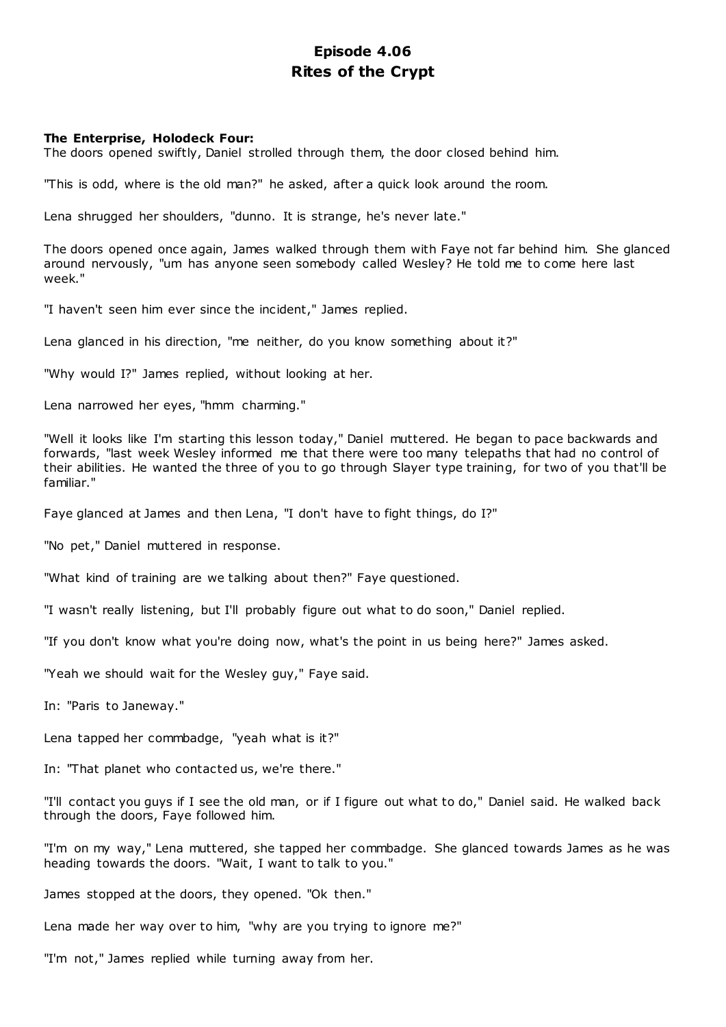# Episode 4.06
# Rites of the Crypt

**The Enterprise, Holodeck Four:**
The doors opened swiftly, Daniel strolled through them, the door closed behind him.

"This is odd, where is the old man?" he asked, after a quick look around the room.

Lena shrugged her shoulders, "dunno. It is strange, he's never late."

The doors opened once again, James walked through them with Faye not far behind him. She glanced around nervously, "um has anyone seen somebody called Wesley? He told me to come here last week."

"I haven't seen him ever since the incident," James replied.

Lena glanced in his direction, "me neither, do you know something about it?"

"Why would I?" James replied, without looking at her.

Lena narrowed her eyes, "hmm charming."

"Well it looks like I'm starting this lesson today," Daniel muttered. He began to pace backwards and forwards, "last week Wesley informed me that there were too many telepaths that had no control of their abilities. He wanted the three of you to go through Slayer type training, for two of you that'll be familiar."

Faye glanced at James and then Lena, "I don't have to fight things, do I?"

"No pet," Daniel muttered in response.

"What kind of training are we talking about then?" Faye questioned.

"I wasn't really listening, but I'll probably figure out what to do soon," Daniel replied.

"If you don't know what you're doing now, what's the point in us being here?" James asked.

"Yeah we should wait for the Wesley guy," Faye said.

In: "Paris to Janeway."

Lena tapped her commbadge, "yeah what is it?"

In: "That planet who contacted us, we're there."

"I'll contact you guys if I see the old man, or if I figure out what to do," Daniel said. He walked back through the doors, Faye followed him.

"I'm on my way," Lena muttered, she tapped her commbadge. She glanced towards James as he was heading towards the doors. "Wait, I want to talk to you."

James stopped at the doors, they opened. "Ok then."

Lena made her way over to him, "why are you trying to ignore me?"

"I'm not," James replied while turning away from her.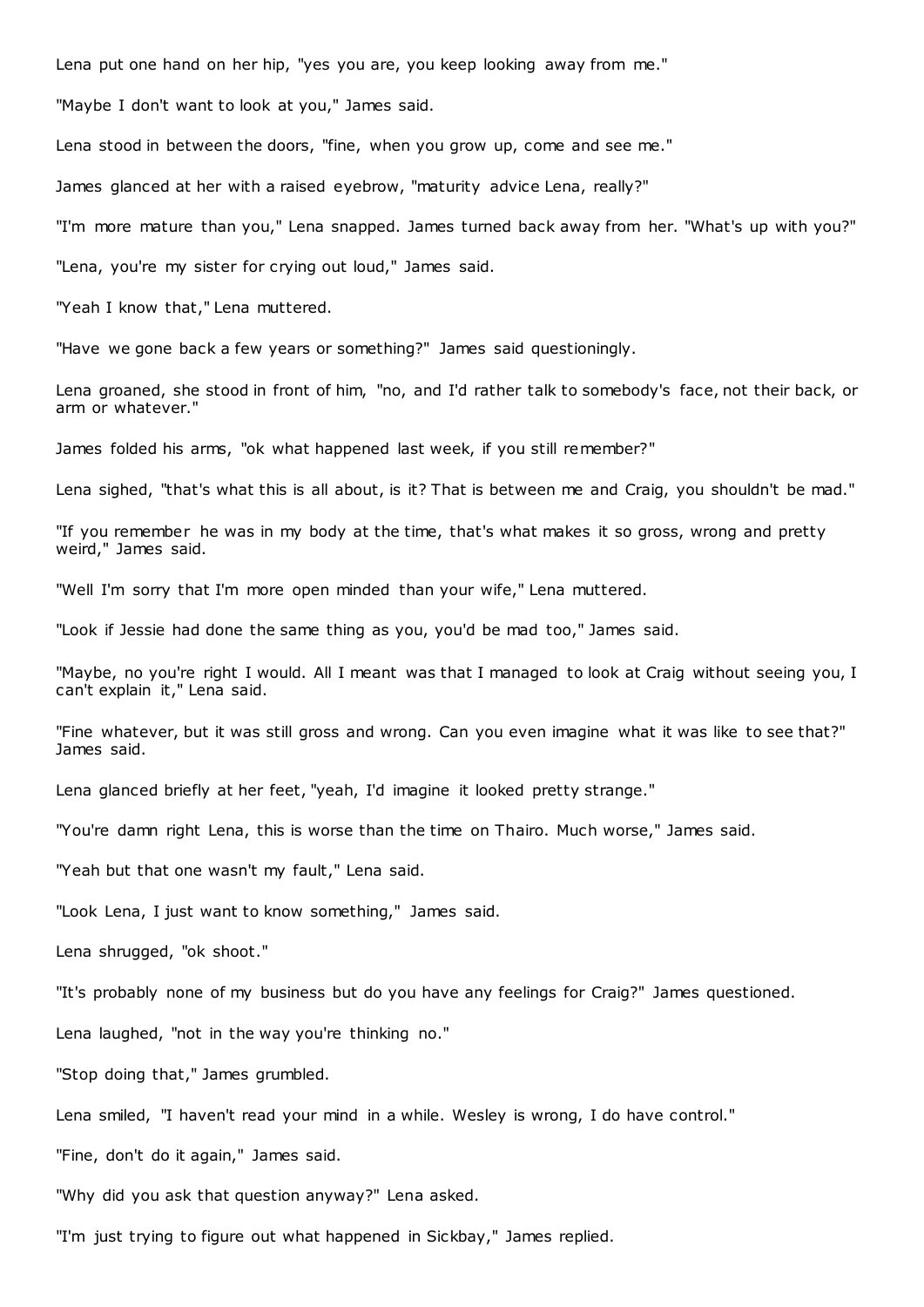Lena put one hand on her hip, "yes you are, you keep looking away from me."

"Maybe I don't want to look at you," James said.

Lena stood in between the doors, "fine, when you grow up, come and see me."

James glanced at her with a raised eyebrow, "maturity advice Lena, really?"

"I'm more mature than you," Lena snapped. James turned back away from her. "What's up with you?"

"Lena, you're my sister for crying out loud," James said.

"Yeah I know that," Lena muttered.

"Have we gone back a few years or something?" James said questioningly.

Lena groaned, she stood in front of him, "no, and I'd rather talk to somebody's face, not their back, or arm or whatever."

James folded his arms, "ok what happened last week, if you still remember?"

Lena sighed, "that's what this is all about, is it? That is between me and Craig, you shouldn't be mad."

"If you remember he was in my body at the time, that's what makes it so gross, wrong and pretty weird," James said.

"Well I'm sorry that I'm more open minded than your wife," Lena muttered.

"Look if Jessie had done the same thing as you, you'd be mad too," James said.

"Maybe, no you're right I would. All I meant was that I managed to look at Craig without seeing you, I can't explain it," Lena said.

"Fine whatever, but it was still gross and wrong. Can you even imagine what it was like to see that?" James said.

Lena glanced briefly at her feet, "yeah, I'd imagine it looked pretty strange."

"You're damn right Lena, this is worse than the time on Thairo. Much worse," James said.

"Yeah but that one wasn't my fault," Lena said.

"Look Lena, I just want to know something," James said.

Lena shrugged, "ok shoot."

"It's probably none of my business but do you have any feelings for Craig?" James questioned.

Lena laughed, "not in the way you're thinking no."

"Stop doing that," James grumbled.

Lena smiled, "I haven't read your mind in a while. Wesley is wrong, I do have control."

"Fine, don't do it again," James said.

"Why did you ask that question anyway?" Lena asked.

"I'm just trying to figure out what happened in Sickbay," James replied.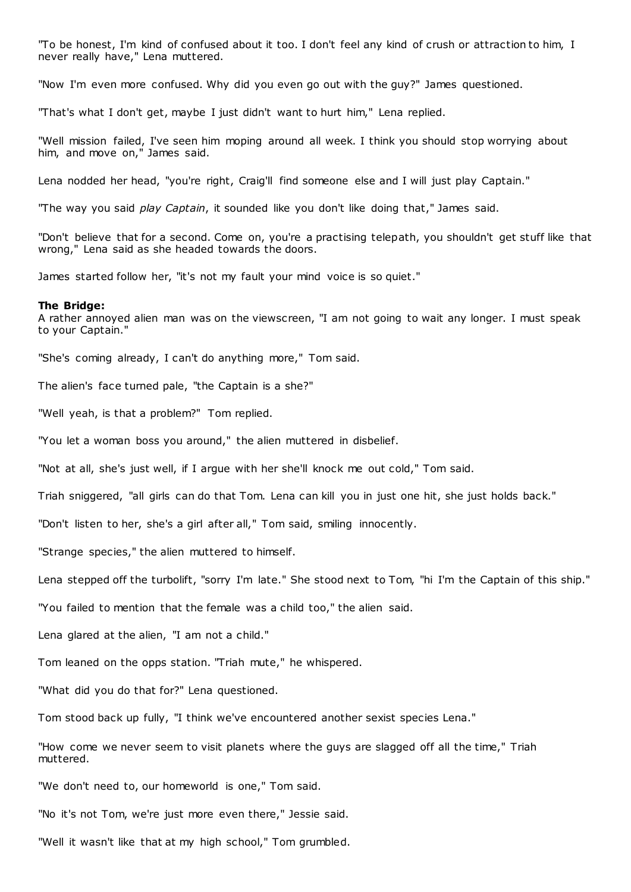"To be honest, I'm kind of confused about it too. I don't feel any kind of crush or attraction to him, I never really have," Lena muttered.

"Now I'm even more confused. Why did you even go out with the guy?" James questioned.

"That's what I don't get, maybe I just didn't want to hurt him," Lena replied.

"Well mission failed, I've seen him moping around all week. I think you should stop worrying about him, and move on," James said.

Lena nodded her head, "you're right, Craig'll find someone else and I will just play Captain."

"The way you said *play Captain*, it sounded like you don't like doing that," James said.

"Don't believe that for a second. Come on, you're a practising telepath, you shouldn't get stuff like that wrong," Lena said as she headed towards the doors.

James started follow her, "it's not my fault your mind voice is so quiet."

**The Bridge:**
A rather annoyed alien man was on the viewscreen, "I am not going to wait any longer. I must speak to your Captain."

"She's coming already, I can't do anything more," Tom said.

The alien's face turned pale, "the Captain is a she?"

"Well yeah, is that a problem?" Tom replied.

"You let a woman boss you around," the alien muttered in disbelief.

"Not at all, she's just well, if I argue with her she'll knock me out cold," Tom said.

Triah sniggered, "all girls can do that Tom. Lena can kill you in just one hit, she just holds back."

"Don't listen to her, she's a girl after all," Tom said, smiling innocently.

"Strange species," the alien muttered to himself.

Lena stepped off the turbolift, "sorry I'm late." She stood next to Tom, "hi I'm the Captain of this ship."

"You failed to mention that the female was a child too," the alien said.

Lena glared at the alien, "I am not a child."

Tom leaned on the opps station. "Triah mute," he whispered.

"What did you do that for?" Lena questioned.

Tom stood back up fully, "I think we've encountered another sexist species Lena."

"How come we never seem to visit planets where the guys are slagged off all the time," Triah muttered.

"We don't need to, our homeworld is one," Tom said.

"No it's not Tom, we're just more even there," Jessie said.

"Well it wasn't like that at my high school," Tom grumbled.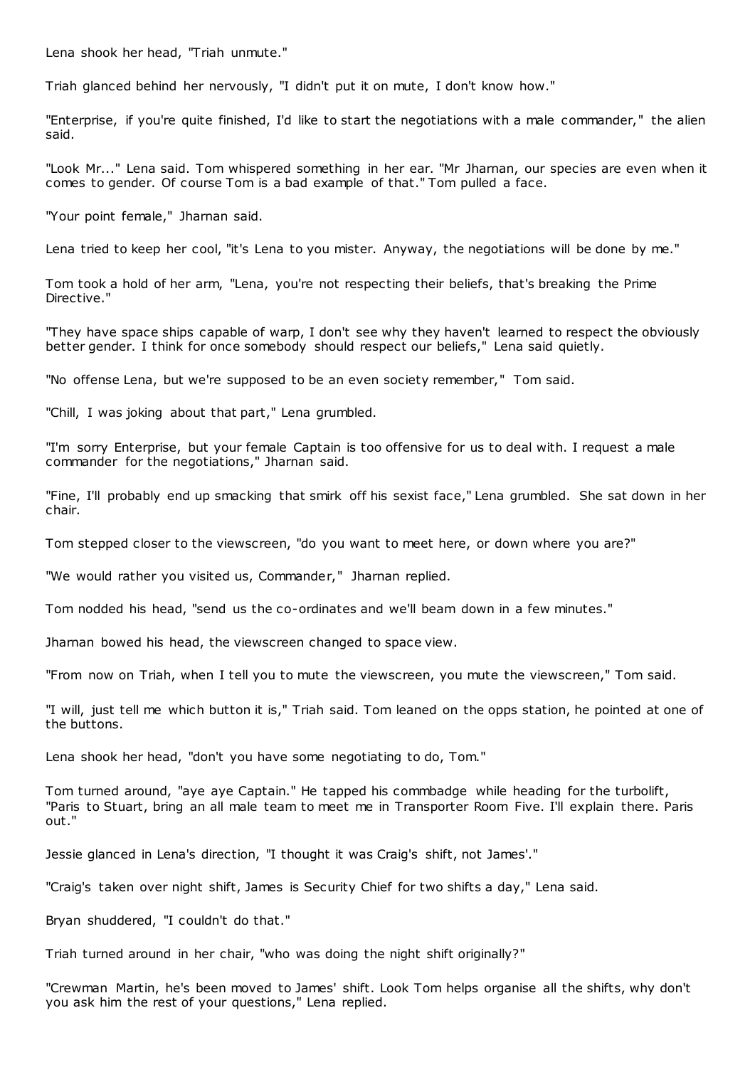Lena shook her head, "Triah unmute."

Triah glanced behind her nervously, "I didn't put it on mute, I don't know how."

"Enterprise, if you're quite finished, I'd like to start the negotiations with a male commander," the alien said.

"Look Mr..." Lena said. Tom whispered something in her ear. "Mr Jharnan, our species are even when it comes to gender. Of course Tom is a bad example of that." Tom pulled a face.

"Your point female," Jharnan said.

Lena tried to keep her cool, "it's Lena to you mister. Anyway, the negotiations will be done by me."

Tom took a hold of her arm, "Lena, you're not respecting their beliefs, that's breaking the Prime Directive."

"They have space ships capable of warp, I don't see why they haven't learned to respect the obviously better gender. I think for once somebody should respect our beliefs," Lena said quietly.

"No offense Lena, but we're supposed to be an even society remember," Tom said.

"Chill, I was joking about that part," Lena grumbled.

"I'm sorry Enterprise, but your female Captain is too offensive for us to deal with. I request a male commander for the negotiations," Jharnan said.

"Fine, I'll probably end up smacking that smirk off his sexist face," Lena grumbled. She sat down in her chair.

Tom stepped closer to the viewscreen, "do you want to meet here, or down where you are?"

"We would rather you visited us, Commander," Jharnan replied.

Tom nodded his head, "send us the co-ordinates and we'll beam down in a few minutes."

Jharnan bowed his head, the viewscreen changed to space view.

"From now on Triah, when I tell you to mute the viewscreen, you mute the viewscreen," Tom said.

"I will, just tell me which button it is," Triah said. Tom leaned on the opps station, he pointed at one of the buttons.

Lena shook her head, "don't you have some negotiating to do, Tom."

Tom turned around, "aye aye Captain." He tapped his commbadge while heading for the turbolift, "Paris to Stuart, bring an all male team to meet me in Transporter Room Five. I'll explain there. Paris out."

Jessie glanced in Lena's direction, "I thought it was Craig's shift, not James'."

"Craig's taken over night shift, James is Security Chief for two shifts a day," Lena said.

Bryan shuddered, "I couldn't do that."

Triah turned around in her chair, "who was doing the night shift originally?"

"Crewman Martin, he's been moved to James' shift. Look Tom helps organise all the shifts, why don't you ask him the rest of your questions," Lena replied.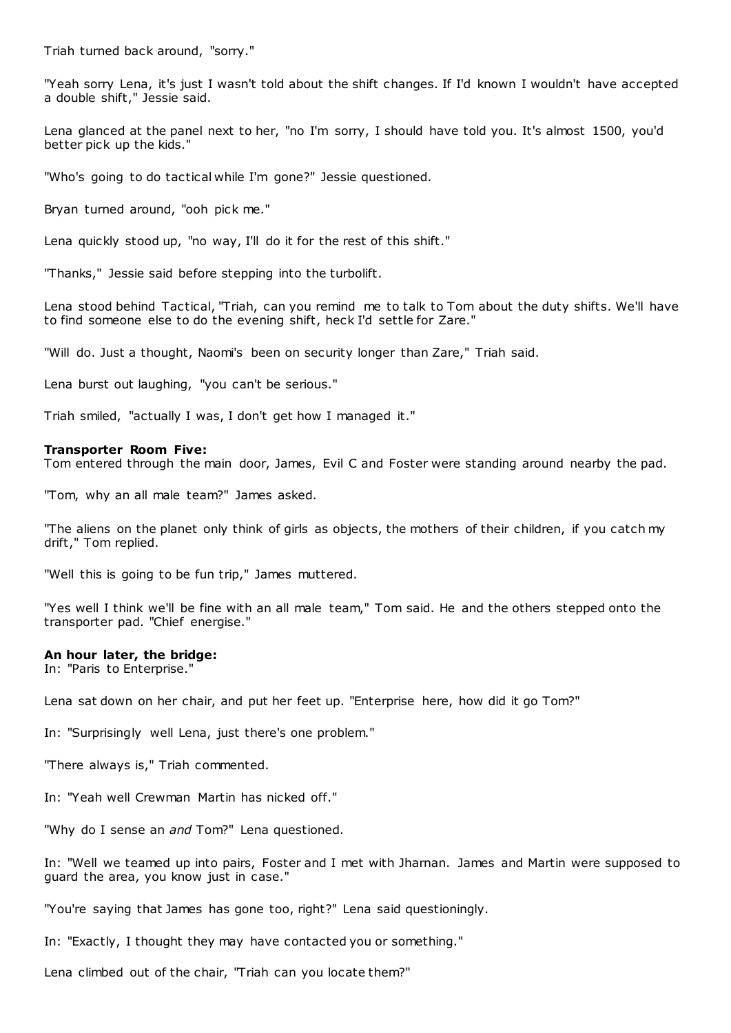Triah turned back around, "sorry."

"Yeah sorry Lena, it's just I wasn't told about the shift changes. If I'd known I wouldn't have accepted a double shift," Jessie said.

Lena glanced at the panel next to her, "no I'm sorry, I should have told you. It's almost 1500, you'd better pick up the kids."

"Who's going to do tactical while I'm gone?" Jessie questioned.

Bryan turned around, "ooh pick me."

Lena quickly stood up, "no way, I'll do it for the rest of this shift."

"Thanks," Jessie said before stepping into the turbolift.

Lena stood behind Tactical, "Triah, can you remind me to talk to Tom about the duty shifts. We'll have to find someone else to do the evening shift, heck I'd settle for Zare."

"Will do. Just a thought, Naomi's been on security longer than Zare," Triah said.

Lena burst out laughing, "you can't be serious."

Triah smiled, "actually I was, I don't get how I managed it."

**Transporter Room Five:**
Tom entered through the main door, James, Evil C and Foster were standing around nearby the pad.

"Tom, why an all male team?" James asked.

"The aliens on the planet only think of girls as objects, the mothers of their children, if you catch my drift," Tom replied.

"Well this is going to be fun trip," James muttered.

"Yes well I think we'll be fine with an all male team," Tom said. He and the others stepped onto the transporter pad. "Chief energise."

**An hour later, the bridge:**
In: "Paris to Enterprise."

Lena sat down on her chair, and put her feet up. "Enterprise here, how did it go Tom?"

In: "Surprisingly well Lena, just there's one problem."

"There always is," Triah commented.

In: "Yeah well Crewman Martin has nicked off."

"Why do I sense an *and* Tom?" Lena questioned.

In: "Well we teamed up into pairs, Foster and I met with Jharnan. James and Martin were supposed to guard the area, you know just in case."

"You're saying that James has gone too, right?" Lena said questioningly.

In: "Exactly, I thought they may have contacted you or something."

Lena climbed out of the chair, "Triah can you locate them?"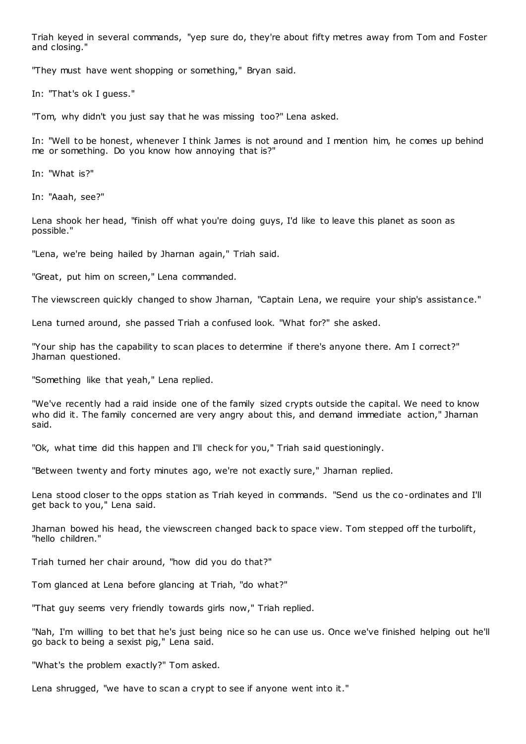Triah keyed in several commands, "yep sure do, they're about fifty metres away from Tom and Foster and closing."

"They must have went shopping or something," Bryan said.

In: "That's ok I guess."

"Tom, why didn't you just say that he was missing too?" Lena asked.

In: "Well to be honest, whenever I think James is not around and I mention him, he comes up behind me or something. Do you know how annoying that is?"

In: "What is?"

In: "Aaah, see?"

Lena shook her head, "finish off what you're doing guys, I'd like to leave this planet as soon as possible."

"Lena, we're being hailed by Jharnan again," Triah said.

"Great, put him on screen," Lena commanded.

The viewscreen quickly changed to show Jharnan, "Captain Lena, we require your ship's assistance."

Lena turned around, she passed Triah a confused look. "What for?" she asked.

"Your ship has the capability to scan places to determine if there's anyone there. Am I correct?" Jharnan questioned.

"Something like that yeah," Lena replied.

"We've recently had a raid inside one of the family sized crypts outside the capital. We need to know who did it. The family concerned are very angry about this, and demand immediate action," Jharnan said.

"Ok, what time did this happen and I'll check for you," Triah said questioningly.

"Between twenty and forty minutes ago, we're not exactly sure," Jharnan replied.

Lena stood closer to the opps station as Triah keyed in commands. "Send us the co-ordinates and I'll get back to you," Lena said.

Jharnan bowed his head, the viewscreen changed back to space view. Tom stepped off the turbolift, "hello children."

Triah turned her chair around, "how did you do that?"

Tom glanced at Lena before glancing at Triah, "do what?"

"That guy seems very friendly towards girls now," Triah replied.

"Nah, I'm willing to bet that he's just being nice so he can use us. Once we've finished helping out he'll go back to being a sexist pig," Lena said.

"What's the problem exactly?" Tom asked.

Lena shrugged, "we have to scan a crypt to see if anyone went into it."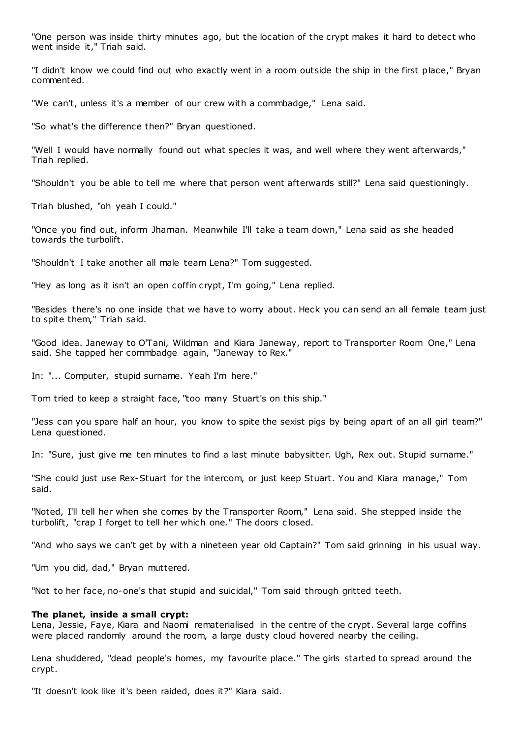"One person was inside thirty minutes ago, but the location of the crypt makes it hard to detect who went inside it," Triah said.

"I didn't know we could find out who exactly went in a room outside the ship in the first place," Bryan commented.

"We can't, unless it's a member of our crew with a commbadge," Lena said.

"So what's the difference then?" Bryan questioned.

"Well I would have normally found out what species it was, and well where they went afterwards," Triah replied.

"Shouldn't you be able to tell me where that person went afterwards still?" Lena said questioningly.

Triah blushed, "oh yeah I could."

"Once you find out, inform Jharnan. Meanwhile I'll take a team down," Lena said as she headed towards the turbolift.

"Shouldn't I take another all male team Lena?" Tom suggested.

"Hey as long as it isn't an open coffin crypt, I'm going," Lena replied.

"Besides there's no one inside that we have to worry about. Heck you can send an all female team just to spite them," Triah said.

"Good idea. Janeway to O'Tani, Wildman and Kiara Janeway, report to Transporter Room One," Lena said. She tapped her commbadge again, "Janeway to Rex."

In: "... Computer, stupid surname. Yeah I'm here."

Tom tried to keep a straight face, "too many Stuart's on this ship."

"Jess can you spare half an hour, you know to spite the sexist pigs by being apart of an all girl team?" Lena questioned.

In: "Sure, just give me ten minutes to find a last minute babysitter. Ugh, Rex out. Stupid surname."

"She could just use Rex-Stuart for the intercom, or just keep Stuart. You and Kiara manage," Tom said.

"Noted, I'll tell her when she comes by the Transporter Room," Lena said. She stepped inside the turbolift, "crap I forget to tell her which one." The doors closed.

"And who says we can't get by with a nineteen year old Captain?" Tom said grinning in his usual way.

"Um you did, dad," Bryan muttered.

"Not to her face, no-one's that stupid and suicidal," Tom said through gritted teeth.

**The planet, inside a small crypt:**
Lena, Jessie, Faye, Kiara and Naomi rematerialised in the centre of the crypt. Several large coffins were placed randomly around the room, a large dusty cloud hovered nearby the ceiling.

Lena shuddered, "dead people's homes, my favourite place." The girls started to spread around the crypt.

"It doesn't look like it's been raided, does it?" Kiara said.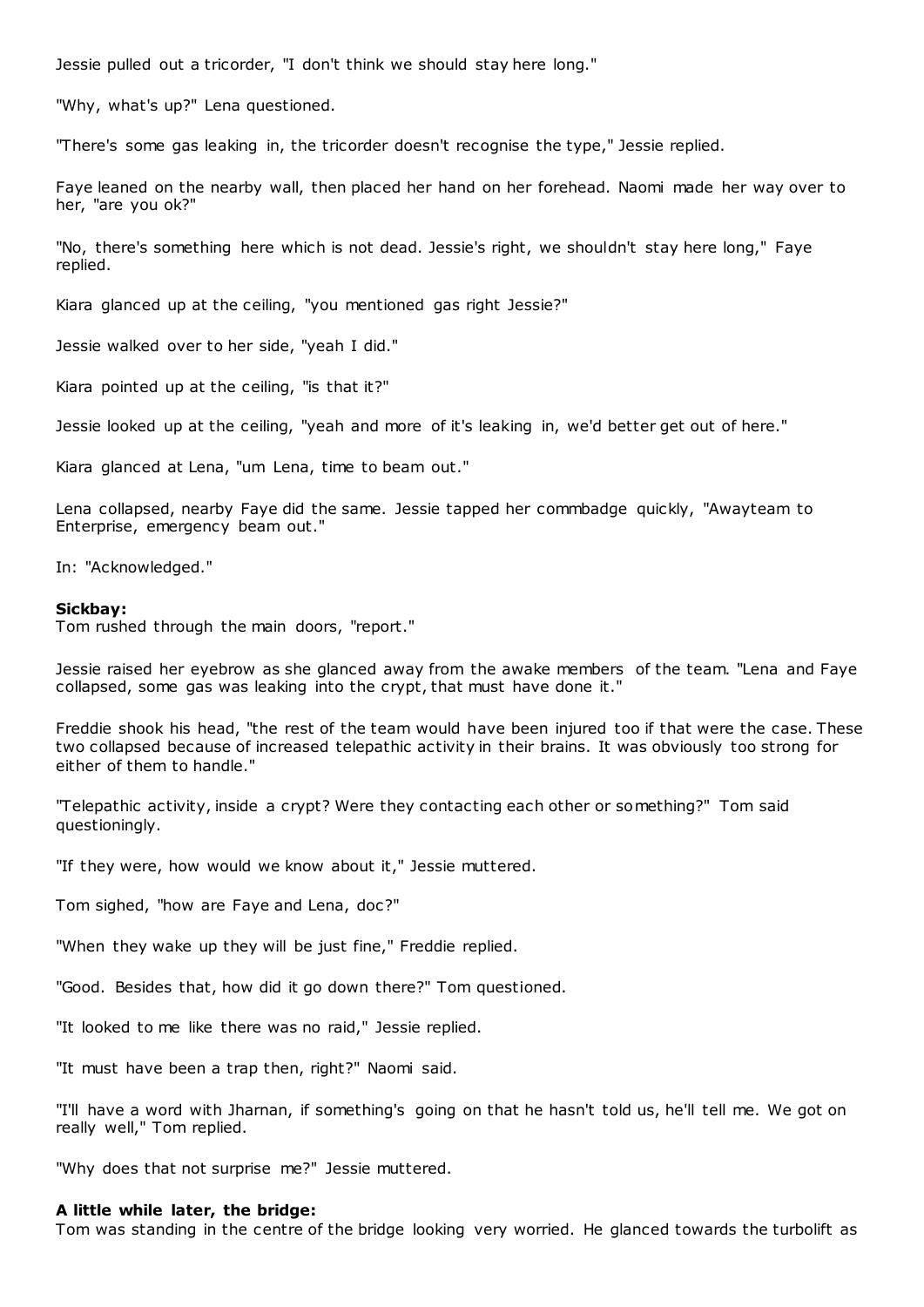Jessie pulled out a tricorder, "I don't think we should stay here long."

"Why, what's up?" Lena questioned.

"There's some gas leaking in, the tricorder doesn't recognise the type," Jessie replied.

Faye leaned on the nearby wall, then placed her hand on her forehead. Naomi made her way over to her, "are you ok?"

"No, there's something here which is not dead. Jessie's right, we shouldn't stay here long," Faye replied.

Kiara glanced up at the ceiling, "you mentioned gas right Jessie?"

Jessie walked over to her side, "yeah I did."

Kiara pointed up at the ceiling, "is that it?"

Jessie looked up at the ceiling, "yeah and more of it's leaking in, we'd better get out of here."

Kiara glanced at Lena, "um Lena, time to beam out."

Lena collapsed, nearby Faye did the same. Jessie tapped her commbadge quickly, "Awayteam to Enterprise, emergency beam out."

In: "Acknowledged."

**Sickbay:**
Tom rushed through the main doors, "report."

Jessie raised her eyebrow as she glanced away from the awake members of the team. "Lena and Faye collapsed, some gas was leaking into the crypt, that must have done it."

Freddie shook his head, "the rest of the team would have been injured too if that were the case. These two collapsed because of increased telepathic activity in their brains. It was obviously too strong for either of them to handle."

"Telepathic activity, inside a crypt? Were they contacting each other or something?" Tom said questioningly.

"If they were, how would we know about it," Jessie muttered.

Tom sighed, "how are Faye and Lena, doc?"

"When they wake up they will be just fine," Freddie replied.

"Good. Besides that, how did it go down there?" Tom questioned.

"It looked to me like there was no raid," Jessie replied.

"It must have been a trap then, right?" Naomi said.

"I'll have a word with Jharnan, if something's going on that he hasn't told us, he'll tell me. We got on really well," Tom replied.

"Why does that not surprise me?" Jessie muttered.

**A little while later, the bridge:**
Tom was standing in the centre of the bridge looking very worried. He glanced towards the turbolift as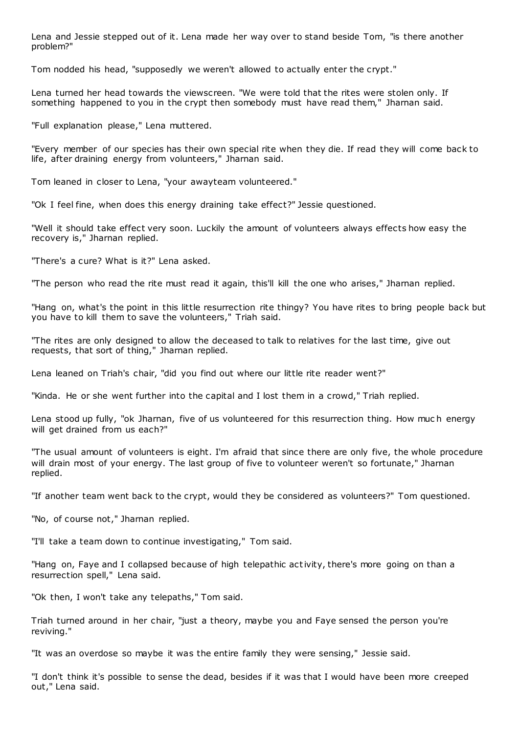Lena and Jessie stepped out of it. Lena made her way over to stand beside Tom, "is there another problem?"

Tom nodded his head, "supposedly we weren't allowed to actually enter the crypt."

Lena turned her head towards the viewscreen. "We were told that the rites were stolen only. If something happened to you in the crypt then somebody must have read them," Jharnan said.

"Full explanation please," Lena muttered.

"Every member of our species has their own special rite when they die. If read they will come back to life, after draining energy from volunteers," Jharnan said.

Tom leaned in closer to Lena, "your awayteam volunteered."

"Ok I feel fine, when does this energy draining take effect?" Jessie questioned.

"Well it should take effect very soon. Luckily the amount of volunteers always effects how easy the recovery is," Jharnan replied.

"There's a cure? What is it?" Lena asked.

"The person who read the rite must read it again, this'll kill the one who arises," Jharnan replied.

"Hang on, what's the point in this little resurrection rite thingy? You have rites to bring people back but you have to kill them to save the volunteers," Triah said.

"The rites are only designed to allow the deceased to talk to relatives for the last time, give out requests, that sort of thing," Jharnan replied.

Lena leaned on Triah's chair, "did you find out where our little rite reader went?"

"Kinda. He or she went further into the capital and I lost them in a crowd," Triah replied.

Lena stood up fully, "ok Jharnan, five of us volunteered for this resurrection thing. How much energy will get drained from us each?"

"The usual amount of volunteers is eight. I'm afraid that since there are only five, the whole procedure will drain most of your energy. The last group of five to volunteer weren't so fortunate," Jharnan replied.

"If another team went back to the crypt, would they be considered as volunteers?" Tom questioned.

"No, of course not," Jharnan replied.

"I'll take a team down to continue investigating," Tom said.

"Hang on, Faye and I collapsed because of high telepathic activity, there's more going on than a resurrection spell," Lena said.

"Ok then, I won't take any telepaths," Tom said.

Triah turned around in her chair, "just a theory, maybe you and Faye sensed the person you're reviving."

"It was an overdose so maybe it was the entire family they were sensing," Jessie said.

"I don't think it's possible to sense the dead, besides if it was that I would have been more creeped out," Lena said.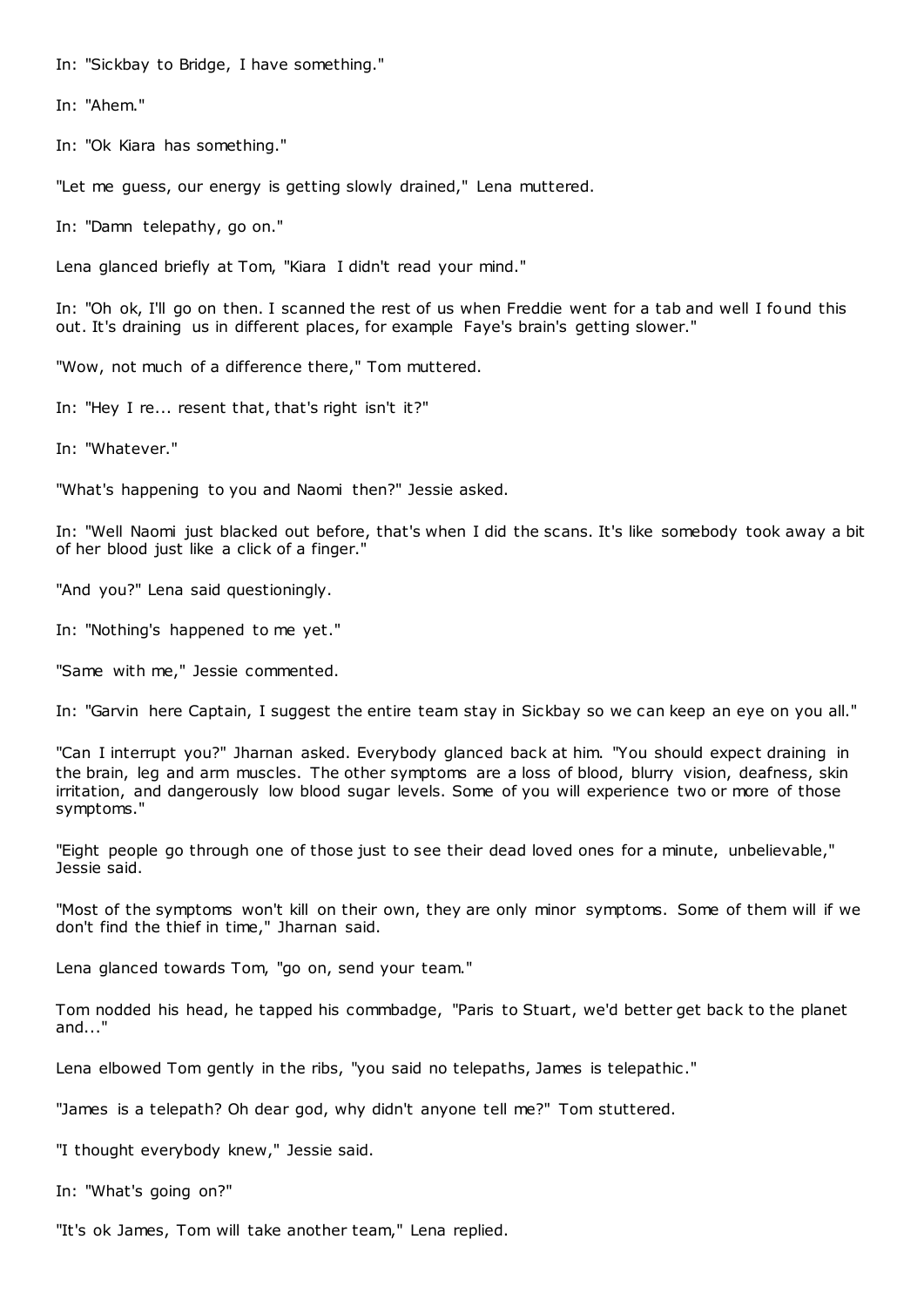In: "Sickbay to Bridge, I have something."

In: "Ahem."

In: "Ok Kiara has something."

"Let me guess, our energy is getting slowly drained," Lena muttered.

In: "Damn telepathy, go on."

Lena glanced briefly at Tom, "Kiara I didn't read your mind."

In: "Oh ok, I'll go on then. I scanned the rest of us when Freddie went for a tab and well I found this out. It's draining us in different places, for example Faye's brain's getting slower."

"Wow, not much of a difference there," Tom muttered.

In: "Hey I re... resent that, that's right isn't it?"

In: "Whatever."

"What's happening to you and Naomi then?" Jessie asked.

In: "Well Naomi just blacked out before, that's when I did the scans. It's like somebody took away a bit of her blood just like a click of a finger."

"And you?" Lena said questioningly.

In: "Nothing's happened to me yet."

"Same with me," Jessie commented.

In: "Garvin here Captain, I suggest the entire team stay in Sickbay so we can keep an eye on you all."

"Can I interrupt you?" Jharnan asked. Everybody glanced back at him. "You should expect draining in the brain, leg and arm muscles. The other symptoms are a loss of blood, blurry vision, deafness, skin irritation, and dangerously low blood sugar levels. Some of you will experience two or more of those symptoms."

"Eight people go through one of those just to see their dead loved ones for a minute, unbelievable," Jessie said.

"Most of the symptoms won't kill on their own, they are only minor symptoms. Some of them will if we don't find the thief in time," Jharnan said.

Lena glanced towards Tom, "go on, send your team."

Tom nodded his head, he tapped his commbadge, "Paris to Stuart, we'd better get back to the planet and..."

Lena elbowed Tom gently in the ribs, "you said no telepaths, James is telepathic."

"James is a telepath? Oh dear god, why didn't anyone tell me?" Tom stuttered.

"I thought everybody knew," Jessie said.

In: "What's going on?"

"It's ok James, Tom will take another team," Lena replied.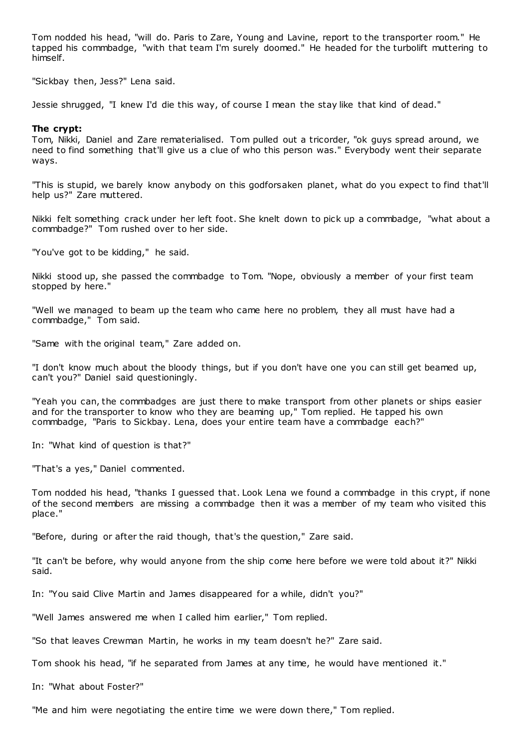Tom nodded his head, "will do. Paris to Zare, Young and Lavine, report to the transporter room." He tapped his commbadge, "with that team I'm surely doomed." He headed for the turbolift muttering to himself.

"Sickbay then, Jess?" Lena said.

Jessie shrugged, "I knew I'd die this way, of course I mean the stay like that kind of dead."

**The crypt:**
Tom, Nikki, Daniel and Zare rematerialised. Tom pulled out a tricorder, "ok guys spread around, we need to find something that'll give us a clue of who this person was." Everybody went their separate ways.

"This is stupid, we barely know anybody on this godforsaken planet, what do you expect to find that'll help us?" Zare muttered.

Nikki felt something crack under her left foot. She knelt down to pick up a commbadge, "what about a commbadge?" Tom rushed over to her side.

"You've got to be kidding," he said.

Nikki stood up, she passed the commbadge to Tom. "Nope, obviously a member of your first team stopped by here."

"Well we managed to beam up the team who came here no problem, they all must have had a commbadge," Tom said.

"Same with the original team," Zare added on.

"I don't know much about the bloody things, but if you don't have one you can still get beamed up, can't you?" Daniel said questioningly.

"Yeah you can, the commbadges are just there to make transport from other planets or ships easier and for the transporter to know who they are beaming up," Tom replied. He tapped his own commbadge, "Paris to Sickbay. Lena, does your entire team have a commbadge each?"

In: "What kind of question is that?"

"That's a yes," Daniel commented.

Tom nodded his head, "thanks I guessed that. Look Lena we found a commbadge in this crypt, if none of the second members are missing a commbadge then it was a member of my team who visited this place."

"Before, during or after the raid though, that's the question," Zare said.

"It can't be before, why would anyone from the ship come here before we were told about it?" Nikki said.

In: "You said Clive Martin and James disappeared for a while, didn't you?"

"Well James answered me when I called him earlier," Tom replied.

"So that leaves Crewman Martin, he works in my team doesn't he?" Zare said.

Tom shook his head, "if he separated from James at any time, he would have mentioned it."

In: "What about Foster?"

"Me and him were negotiating the entire time we were down there," Tom replied.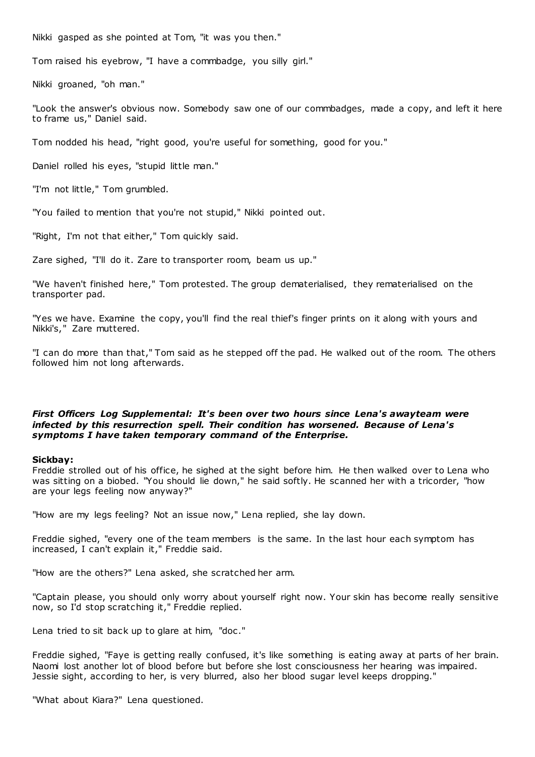Nikki gasped as she pointed at Tom, "it was you then."

Tom raised his eyebrow, "I have a commbadge, you silly girl."

Nikki groaned, "oh man."

"Look the answer's obvious now. Somebody saw one of our commbadges, made a copy, and left it here to frame us," Daniel said.

Tom nodded his head, "right good, you're useful for something, good for you."

Daniel rolled his eyes, "stupid little man."

"I'm not little," Tom grumbled.

"You failed to mention that you're not stupid," Nikki pointed out.

"Right, I'm not that either," Tom quickly said.

Zare sighed, "I'll do it. Zare to transporter room, beam us up."

"We haven't finished here," Tom protested. The group dematerialised, they rematerialised on the transporter pad.

"Yes we have. Examine the copy, you'll find the real thief's finger prints on it along with yours and Nikki's," Zare muttered.

"I can do more than that," Tom said as he stepped off the pad. He walked out of the room. The others followed him not long afterwards.

***First Officers Log Supplemental: It's been over two hours since Lena's awayteam were infected by this resurrection spell. Their condition has worsened. Because of Lena's symptoms I have taken temporary command of the Enterprise.***

**Sickbay:**
Freddie strolled out of his office, he sighed at the sight before him. He then walked over to Lena who was sitting on a biobed. "You should lie down," he said softly. He scanned her with a tricorder, "how are your legs feeling now anyway?"

"How are my legs feeling? Not an issue now," Lena replied, she lay down.

Freddie sighed, "every one of the team members is the same. In the last hour each symptom has increased, I can't explain it," Freddie said.

"How are the others?" Lena asked, she scratched her arm.

"Captain please, you should only worry about yourself right now. Your skin has become really sensitive now, so I'd stop scratching it," Freddie replied.

Lena tried to sit back up to glare at him, "doc."

Freddie sighed, "Faye is getting really confused, it's like something is eating away at parts of her brain. Naomi lost another lot of blood before but before she lost consciousness her hearing was impaired. Jessie sight, according to her, is very blurred, also her blood sugar level keeps dropping."

"What about Kiara?" Lena questioned.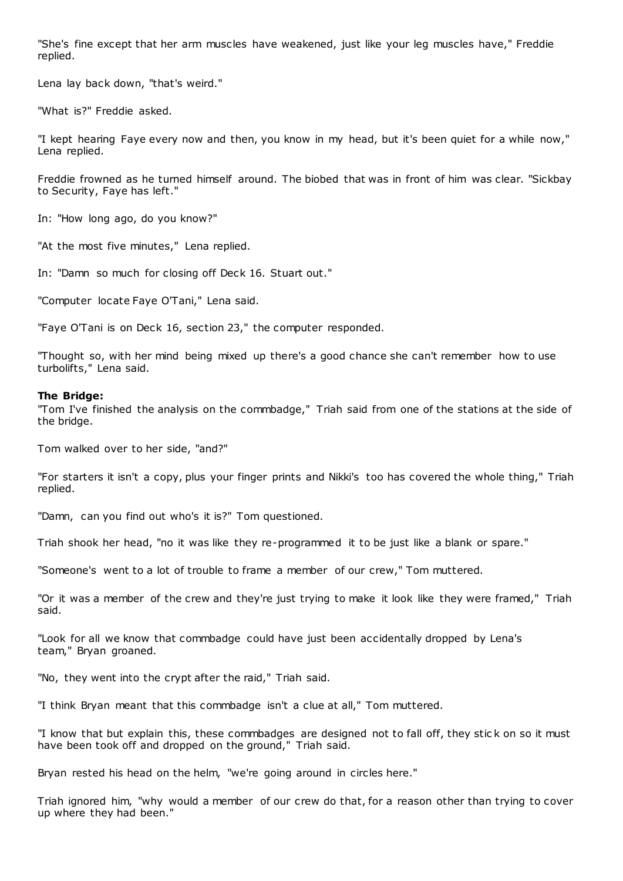"She's fine except that her arm muscles have weakened, just like your leg muscles have," Freddie replied.

Lena lay back down, "that's weird."

"What is?" Freddie asked.

"I kept hearing Faye every now and then, you know in my head, but it's been quiet for a while now," Lena replied.

Freddie frowned as he turned himself around. The biobed that was in front of him was clear. "Sickbay to Security, Faye has left."

In: "How long ago, do you know?"

"At the most five minutes," Lena replied.

In: "Damn so much for closing off Deck 16. Stuart out."

"Computer locate Faye O'Tani," Lena said.

"Faye O'Tani is on Deck 16, section 23," the computer responded.

"Thought so, with her mind being mixed up there's a good chance she can't remember how to use turbolifts," Lena said.

**The Bridge:**
"Tom I've finished the analysis on the commbadge," Triah said from one of the stations at the side of the bridge.

Tom walked over to her side, "and?"

"For starters it isn't a copy, plus your finger prints and Nikki's too has covered the whole thing," Triah replied.

"Damn, can you find out who's it is?" Tom questioned.

Triah shook her head, "no it was like they re-programmed it to be just like a blank or spare."

"Someone's went to a lot of trouble to frame a member of our crew," Tom muttered.

"Or it was a member of the crew and they're just trying to make it look like they were framed," Triah said.

"Look for all we know that commbadge could have just been accidentally dropped by Lena's team," Bryan groaned.

"No, they went into the crypt after the raid," Triah said.

"I think Bryan meant that this commbadge isn't a clue at all," Tom muttered.

"I know that but explain this, these commbadges are designed not to fall off, they stick on so it must have been took off and dropped on the ground," Triah said.

Bryan rested his head on the helm, "we're going around in circles here."

Triah ignored him, "why would a member of our crew do that, for a reason other than trying to cover up where they had been."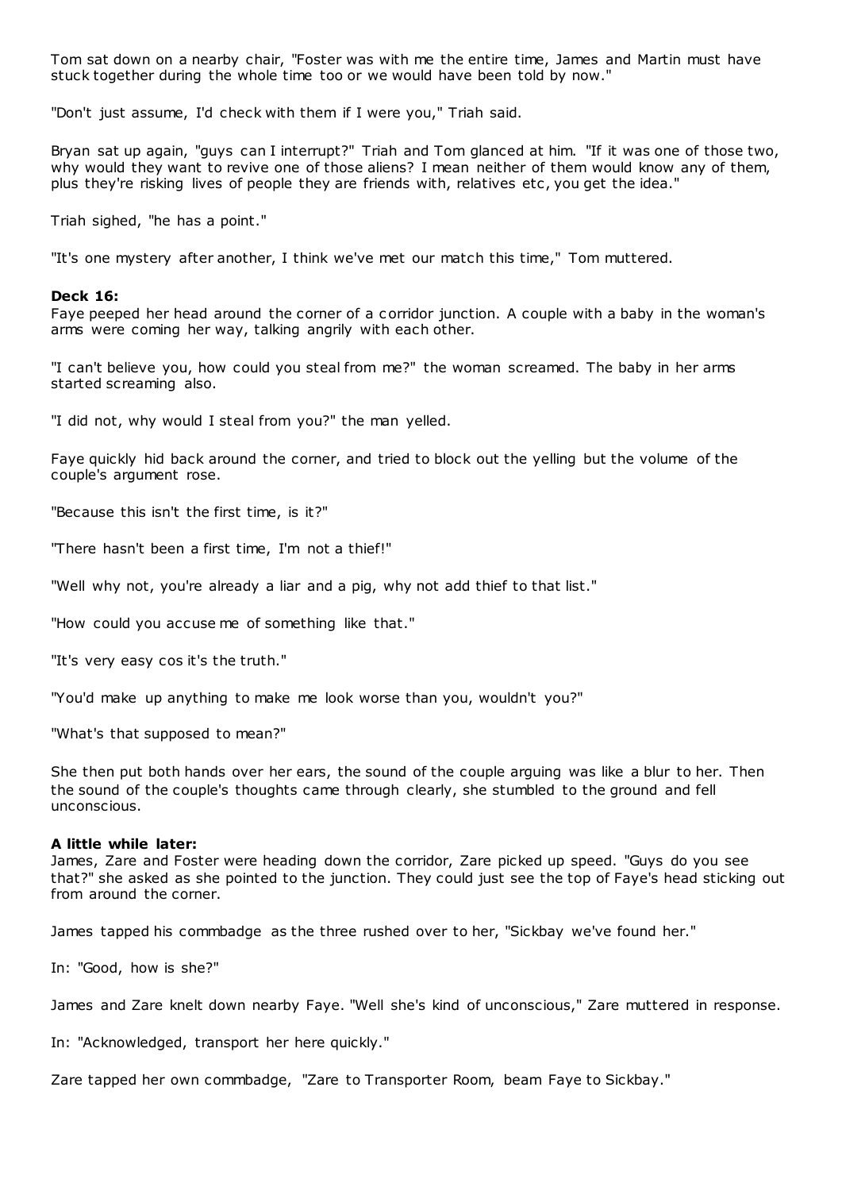Tom sat down on a nearby chair, "Foster was with me the entire time, James and Martin must have stuck together during the whole time too or we would have been told by now."

"Don't just assume, I'd check with them if I were you," Triah said.

Bryan sat up again, "guys can I interrupt?" Triah and Tom glanced at him. "If it was one of those two, why would they want to revive one of those aliens? I mean neither of them would know any of them, plus they're risking lives of people they are friends with, relatives etc, you get the idea."

Triah sighed, "he has a point."

"It's one mystery after another, I think we've met our match this time," Tom muttered.

**Deck 16:**
Faye peeped her head around the corner of a corridor junction. A couple with a baby in the woman's arms were coming her way, talking angrily with each other.

"I can't believe you, how could you steal from me?" the woman screamed. The baby in her arms started screaming also.

"I did not, why would I steal from you?" the man yelled.

Faye quickly hid back around the corner, and tried to block out the yelling but the volume of the couple's argument rose.

"Because this isn't the first time, is it?"

"There hasn't been a first time, I'm not a thief!"

"Well why not, you're already a liar and a pig, why not add thief to that list."

"How could you accuse me of something like that."

"It's very easy cos it's the truth."

"You'd make up anything to make me look worse than you, wouldn't you?"

"What's that supposed to mean?"

She then put both hands over her ears, the sound of the couple arguing was like a blur to her. Then the sound of the couple's thoughts came through clearly, she stumbled to the ground and fell unconscious.

**A little while later:**
James, Zare and Foster were heading down the corridor, Zare picked up speed. "Guys do you see that?" she asked as she pointed to the junction. They could just see the top of Faye's head sticking out from around the corner.

James tapped his commbadge as the three rushed over to her, "Sickbay we've found her."

In: "Good, how is she?"

James and Zare knelt down nearby Faye. "Well she's kind of unconscious," Zare muttered in response.

In: "Acknowledged, transport her here quickly."

Zare tapped her own commbadge, "Zare to Transporter Room, beam Faye to Sickbay."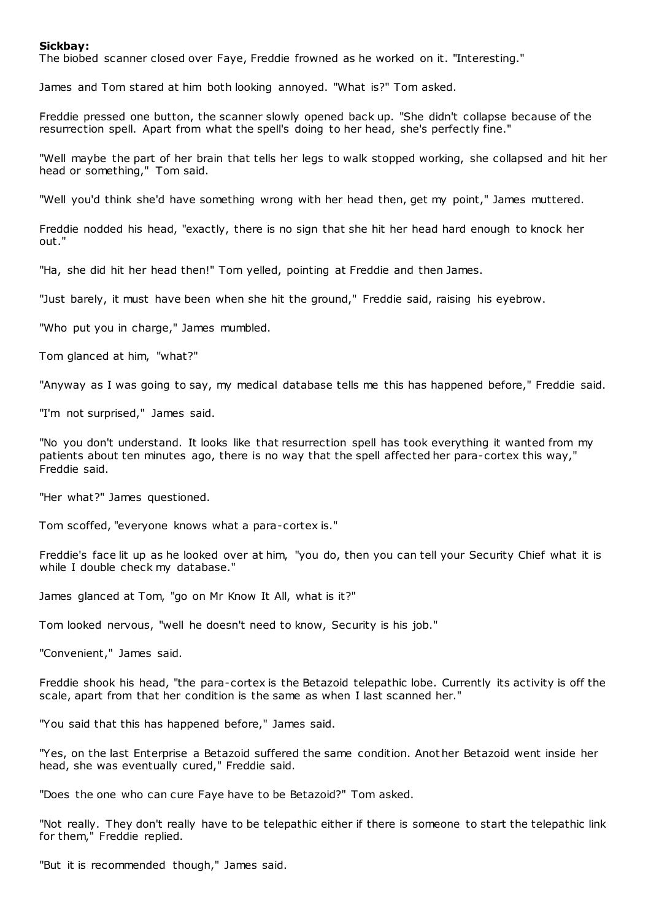**Sickbay:**

The biobed scanner closed over Faye, Freddie frowned as he worked on it. "Interesting."

James and Tom stared at him both looking annoyed. "What is?" Tom asked.

Freddie pressed one button, the scanner slowly opened back up. "She didn't collapse because of the resurrection spell. Apart from what the spell's doing to her head, she's perfectly fine."

"Well maybe the part of her brain that tells her legs to walk stopped working, she collapsed and hit her head or something," Tom said.

"Well you'd think she'd have something wrong with her head then, get my point," James muttered.

Freddie nodded his head, "exactly, there is no sign that she hit her head hard enough to knock her out."

"Ha, she did hit her head then!" Tom yelled, pointing at Freddie and then James.

"Just barely, it must have been when she hit the ground," Freddie said, raising his eyebrow.

"Who put you in charge," James mumbled.

Tom glanced at him, "what?"

"Anyway as I was going to say, my medical database tells me this has happened before," Freddie said.

"I'm not surprised," James said.

"No you don't understand. It looks like that resurrection spell has took everything it wanted from my patients about ten minutes ago, there is no way that the spell affected her para-cortex this way," Freddie said.

"Her what?" James questioned.

Tom scoffed, "everyone knows what a para-cortex is."

Freddie's face lit up as he looked over at him, "you do, then you can tell your Security Chief what it is while I double check my database."

James glanced at Tom, "go on Mr Know It All, what is it?"

Tom looked nervous, "well he doesn't need to know, Security is his job."

"Convenient," James said.

Freddie shook his head, "the para-cortex is the Betazoid telepathic lobe. Currently its activity is off the scale, apart from that her condition is the same as when I last scanned her."

"You said that this has happened before," James said.

"Yes, on the last Enterprise a Betazoid suffered the same condition. Another Betazoid went inside her head, she was eventually cured," Freddie said.

"Does the one who can cure Faye have to be Betazoid?" Tom asked.

"Not really. They don't really have to be telepathic either if there is someone to start the telepathic link for them," Freddie replied.

"But it is recommended though," James said.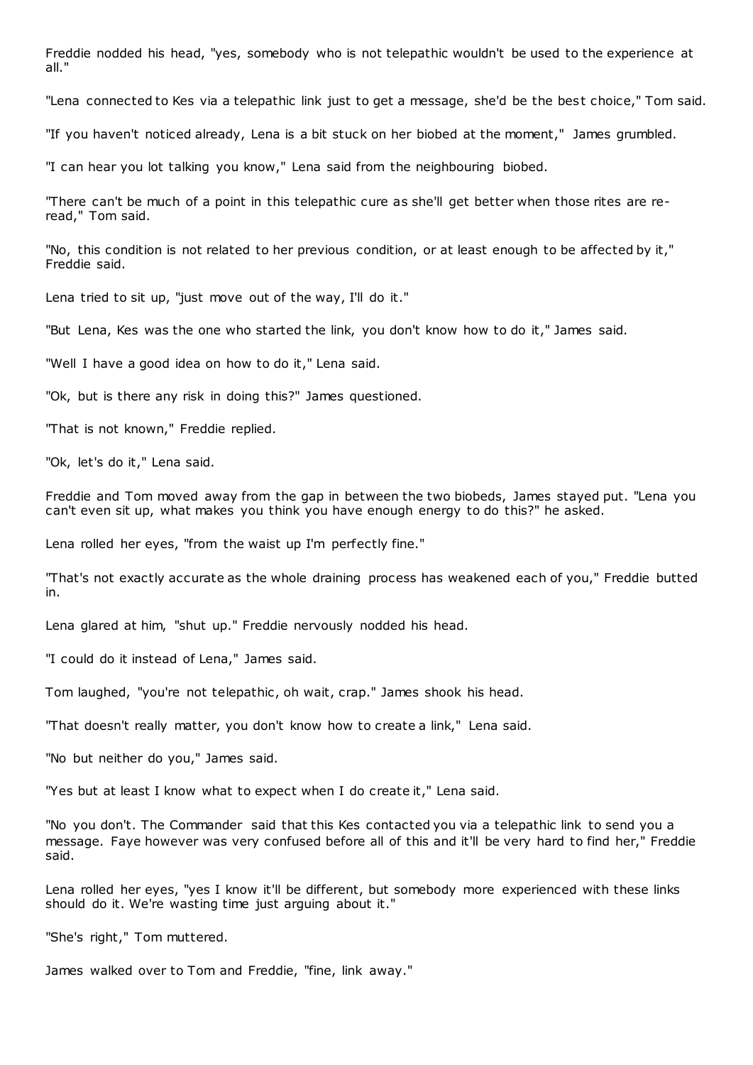Freddie nodded his head, "yes, somebody who is not telepathic wouldn't be used to the experience at all."

"Lena connected to Kes via a telepathic link just to get a message, she'd be the best choice," Tom said.

"If you haven't noticed already, Lena is a bit stuck on her biobed at the moment," James grumbled.

"I can hear you lot talking you know," Lena said from the neighbouring biobed.

"There can't be much of a point in this telepathic cure as she'll get better when those rites are re-read," Tom said.

"No, this condition is not related to her previous condition, or at least enough to be affected by it," Freddie said.

Lena tried to sit up, "just move out of the way, I'll do it."

"But Lena, Kes was the one who started the link, you don't know how to do it," James said.

"Well I have a good idea on how to do it," Lena said.

"Ok, but is there any risk in doing this?" James questioned.

"That is not known," Freddie replied.

"Ok, let's do it," Lena said.

Freddie and Tom moved away from the gap in between the two biobeds, James stayed put. "Lena you can't even sit up, what makes you think you have enough energy to do this?" he asked.

Lena rolled her eyes, "from the waist up I'm perfectly fine."

"That's not exactly accurate as the whole draining process has weakened each of you," Freddie butted in.

Lena glared at him, "shut up." Freddie nervously nodded his head.

"I could do it instead of Lena," James said.

Tom laughed, "you're not telepathic, oh wait, crap." James shook his head.

"That doesn't really matter, you don't know how to create a link," Lena said.

"No but neither do you," James said.

"Yes but at least I know what to expect when I do create it," Lena said.

"No you don't. The Commander said that this Kes contacted you via a telepathic link to send you a message. Faye however was very confused before all of this and it'll be very hard to find her," Freddie said.

Lena rolled her eyes, "yes I know it'll be different, but somebody more experienced with these links should do it. We're wasting time just arguing about it."

"She's right," Tom muttered.

James walked over to Tom and Freddie, "fine, link away."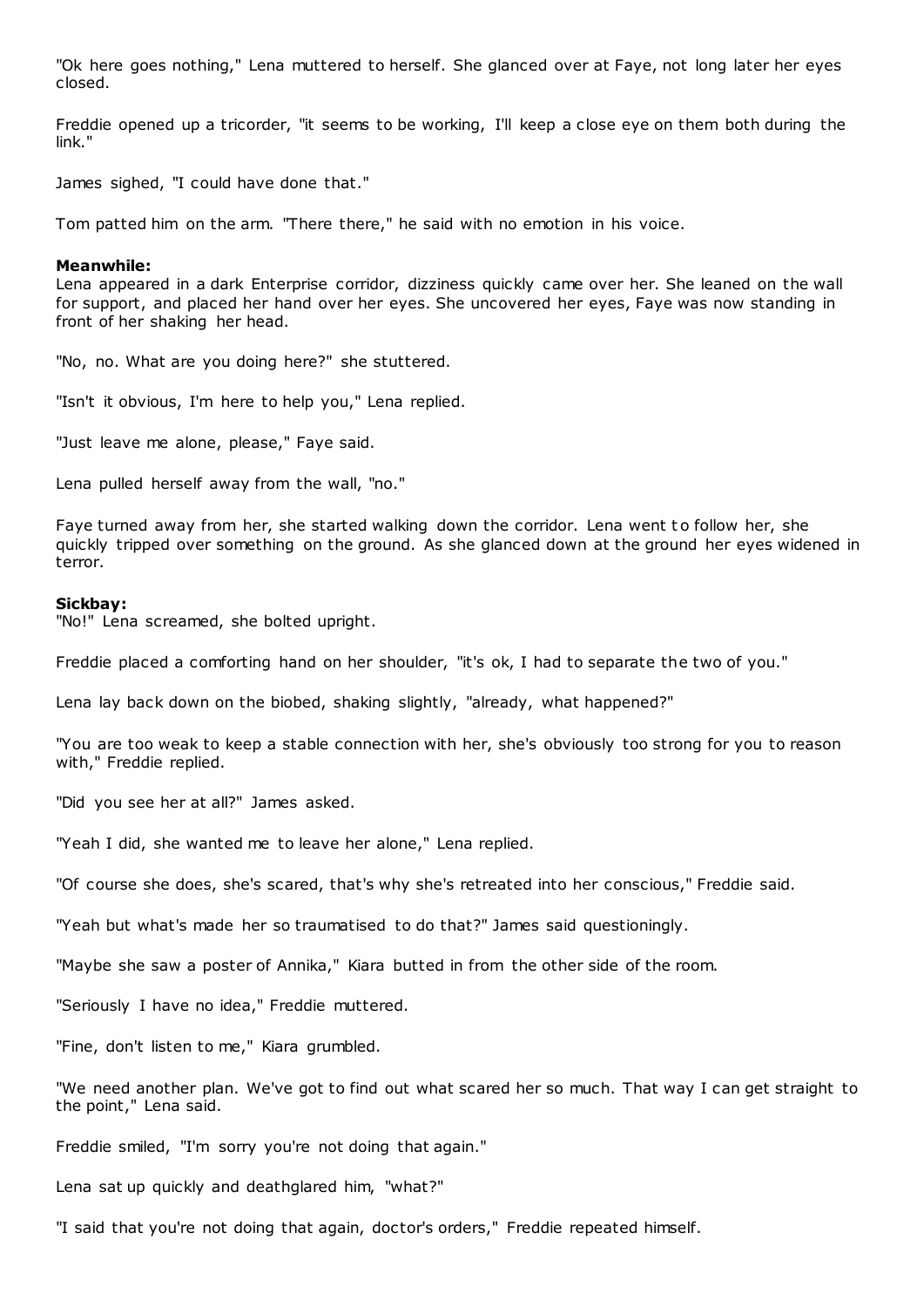"Ok here goes nothing," Lena muttered to herself. She glanced over at Faye, not long later her eyes closed.

Freddie opened up a tricorder, "it seems to be working, I'll keep a close eye on them both during the link."

James sighed, "I could have done that."

Tom patted him on the arm. "There there," he said with no emotion in his voice.

**Meanwhile:**
Lena appeared in a dark Enterprise corridor, dizziness quickly came over her. She leaned on the wall for support, and placed her hand over her eyes. She uncovered her eyes, Faye was now standing in front of her shaking her head.

"No, no. What are you doing here?" she stuttered.

"Isn't it obvious, I'm here to help you," Lena replied.

"Just leave me alone, please," Faye said.

Lena pulled herself away from the wall, "no."

Faye turned away from her, she started walking down the corridor. Lena went to follow her, she quickly tripped over something on the ground. As she glanced down at the ground her eyes widened in terror.

**Sickbay:**
"No!" Lena screamed, she bolted upright.

Freddie placed a comforting hand on her shoulder, "it's ok, I had to separate the two of you."

Lena lay back down on the biobed, shaking slightly, "already, what happened?"

"You are too weak to keep a stable connection with her, she's obviously too strong for you to reason with," Freddie replied.

"Did you see her at all?" James asked.

"Yeah I did, she wanted me to leave her alone," Lena replied.

"Of course she does, she's scared, that's why she's retreated into her conscious," Freddie said.

"Yeah but what's made her so traumatised to do that?" James said questioningly.

"Maybe she saw a poster of Annika," Kiara butted in from the other side of the room.

"Seriously I have no idea," Freddie muttered.

"Fine, don't listen to me," Kiara grumbled.

"We need another plan. We've got to find out what scared her so much. That way I can get straight to the point," Lena said.

Freddie smiled, "I'm sorry you're not doing that again."

Lena sat up quickly and deathglared him, "what?"

"I said that you're not doing that again, doctor's orders," Freddie repeated himself.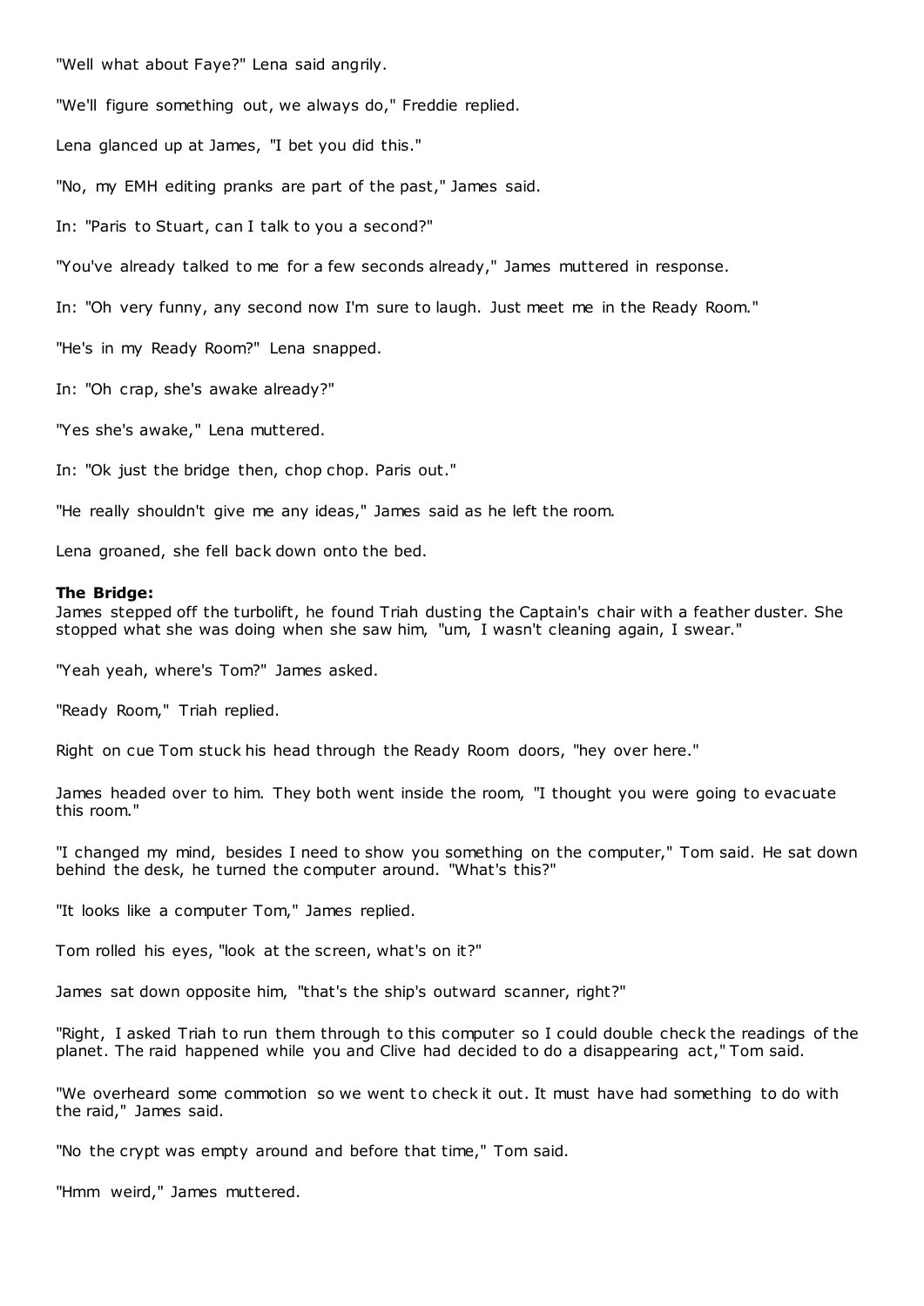"Well what about Faye?" Lena said angrily.

"We'll figure something out, we always do," Freddie replied.

Lena glanced up at James, "I bet you did this."

"No, my EMH editing pranks are part of the past," James said.

In: "Paris to Stuart, can I talk to you a second?"

"You've already talked to me for a few seconds already," James muttered in response.

In: "Oh very funny, any second now I'm sure to laugh. Just meet me in the Ready Room."

"He's in my Ready Room?" Lena snapped.

In: "Oh crap, she's awake already?"

"Yes she's awake," Lena muttered.

In: "Ok just the bridge then, chop chop. Paris out."

"He really shouldn't give me any ideas," James said as he left the room.

Lena groaned, she fell back down onto the bed.

**The Bridge:**
James stepped off the turbolift, he found Triah dusting the Captain's chair with a feather duster. She stopped what she was doing when she saw him, "um, I wasn't cleaning again, I swear."

"Yeah yeah, where's Tom?" James asked.

"Ready Room," Triah replied.

Right on cue Tom stuck his head through the Ready Room doors, "hey over here."

James headed over to him. They both went inside the room, "I thought you were going to evacuate this room."

"I changed my mind, besides I need to show you something on the computer," Tom said. He sat down behind the desk, he turned the computer around. "What's this?"

"It looks like a computer Tom," James replied.

Tom rolled his eyes, "look at the screen, what's on it?"

James sat down opposite him, "that's the ship's outward scanner, right?"

"Right, I asked Triah to run them through to this computer so I could double check the readings of the planet. The raid happened while you and Clive had decided to do a disappearing act," Tom said.

"We overheard some commotion so we went to check it out. It must have had something to do with the raid," James said.

"No the crypt was empty around and before that time," Tom said.

"Hmm weird," James muttered.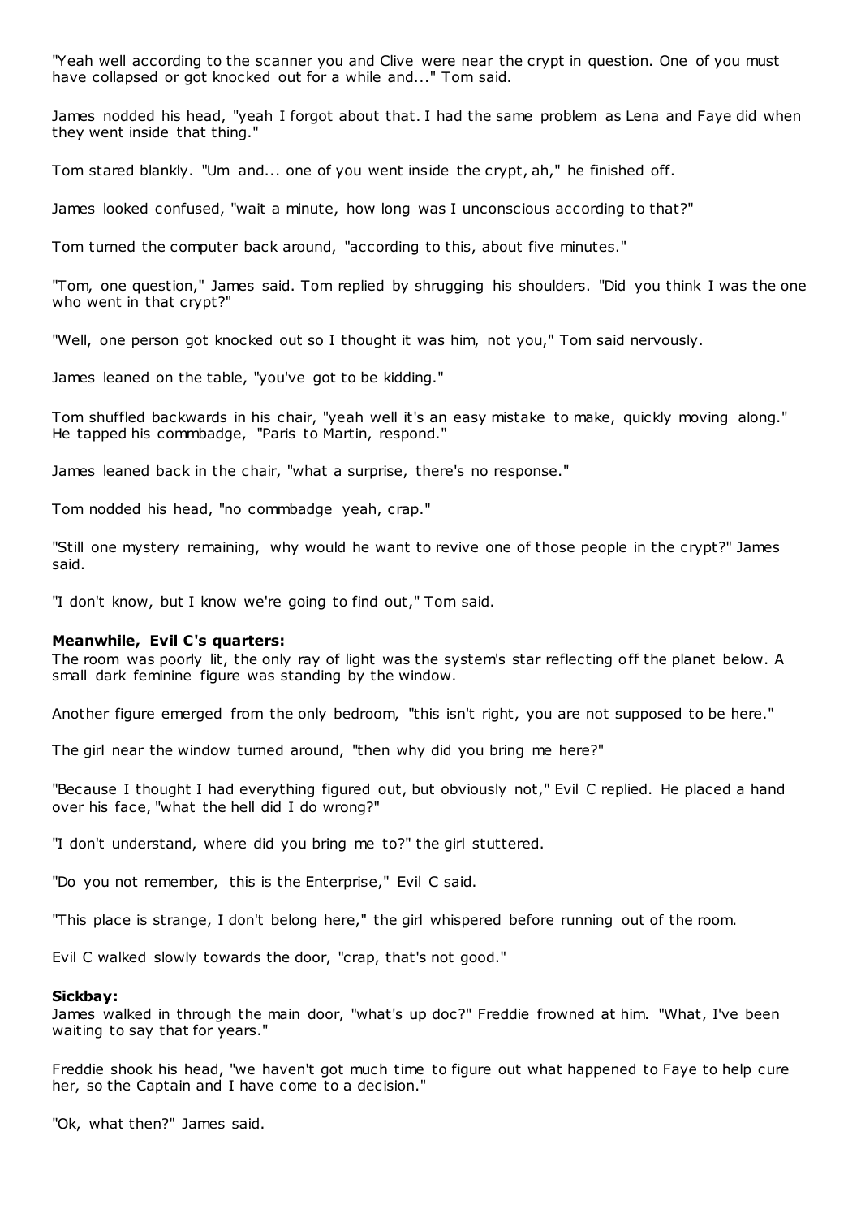"Yeah well according to the scanner you and Clive were near the crypt in question. One of you must have collapsed or got knocked out for a while and..." Tom said.

James nodded his head, "yeah I forgot about that. I had the same problem as Lena and Faye did when they went inside that thing."

Tom stared blankly. "Um and... one of you went inside the crypt, ah," he finished off.

James looked confused, "wait a minute, how long was I unconscious according to that?"

Tom turned the computer back around, "according to this, about five minutes."

"Tom, one question," James said. Tom replied by shrugging his shoulders. "Did you think I was the one who went in that crypt?"

"Well, one person got knocked out so I thought it was him, not you," Tom said nervously.

James leaned on the table, "you've got to be kidding."

Tom shuffled backwards in his chair, "yeah well it's an easy mistake to make, quickly moving along." He tapped his commbadge, "Paris to Martin, respond."

James leaned back in the chair, "what a surprise, there's no response."

Tom nodded his head, "no commbadge yeah, crap."

"Still one mystery remaining, why would he want to revive one of those people in the crypt?" James said.

"I don't know, but I know we're going to find out," Tom said.

**Meanwhile, Evil C's quarters:**
The room was poorly lit, the only ray of light was the system's star reflecting off the planet below. A small dark feminine figure was standing by the window.

Another figure emerged from the only bedroom, "this isn't right, you are not supposed to be here."

The girl near the window turned around, "then why did you bring me here?"

"Because I thought I had everything figured out, but obviously not," Evil C replied. He placed a hand over his face, "what the hell did I do wrong?"

"I don't understand, where did you bring me to?" the girl stuttered.

"Do you not remember, this is the Enterprise," Evil C said.

"This place is strange, I don't belong here," the girl whispered before running out of the room.

Evil C walked slowly towards the door, "crap, that's not good."

**Sickbay:**
James walked in through the main door, "what's up doc?" Freddie frowned at him. "What, I've been waiting to say that for years."

Freddie shook his head, "we haven't got much time to figure out what happened to Faye to help cure her, so the Captain and I have come to a decision."

"Ok, what then?" James said.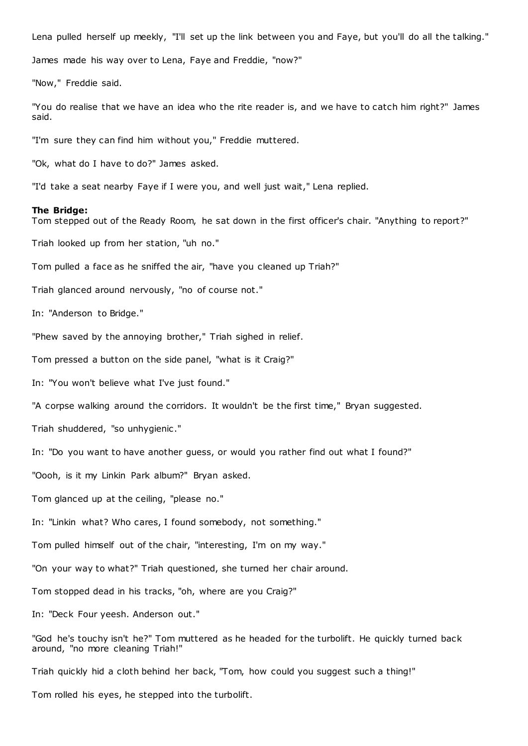Lena pulled herself up meekly, "I'll set up the link between you and Faye, but you'll do all the talking."

James made his way over to Lena, Faye and Freddie, "now?"

"Now," Freddie said.

"You do realise that we have an idea who the rite reader is, and we have to catch him right?" James said.

"I'm sure they can find him without you," Freddie muttered.

"Ok, what do I have to do?" James asked.

"I'd take a seat nearby Faye if I were you, and well just wait," Lena replied.

**The Bridge:**
Tom stepped out of the Ready Room, he sat down in the first officer's chair. "Anything to report?"

Triah looked up from her station, "uh no."

Tom pulled a face as he sniffed the air, "have you cleaned up Triah?"

Triah glanced around nervously, "no of course not."

In: "Anderson to Bridge."

"Phew saved by the annoying brother," Triah sighed in relief.

Tom pressed a button on the side panel, "what is it Craig?"

In: "You won't believe what I've just found."

"A corpse walking around the corridors. It wouldn't be the first time," Bryan suggested.

Triah shuddered, "so unhygienic."

In: "Do you want to have another guess, or would you rather find out what I found?"

"Oooh, is it my Linkin Park album?" Bryan asked.

Tom glanced up at the ceiling, "please no."

In: "Linkin what? Who cares, I found somebody, not something."

Tom pulled himself out of the chair, "interesting, I'm on my way."

"On your way to what?" Triah questioned, she turned her chair around.

Tom stopped dead in his tracks, "oh, where are you Craig?"

In: "Deck Four yeesh. Anderson out."

"God he's touchy isn't he?" Tom muttered as he headed for the turbolift. He quickly turned back around, "no more cleaning Triah!"

Triah quickly hid a cloth behind her back, "Tom, how could you suggest such a thing!"

Tom rolled his eyes, he stepped into the turbolift.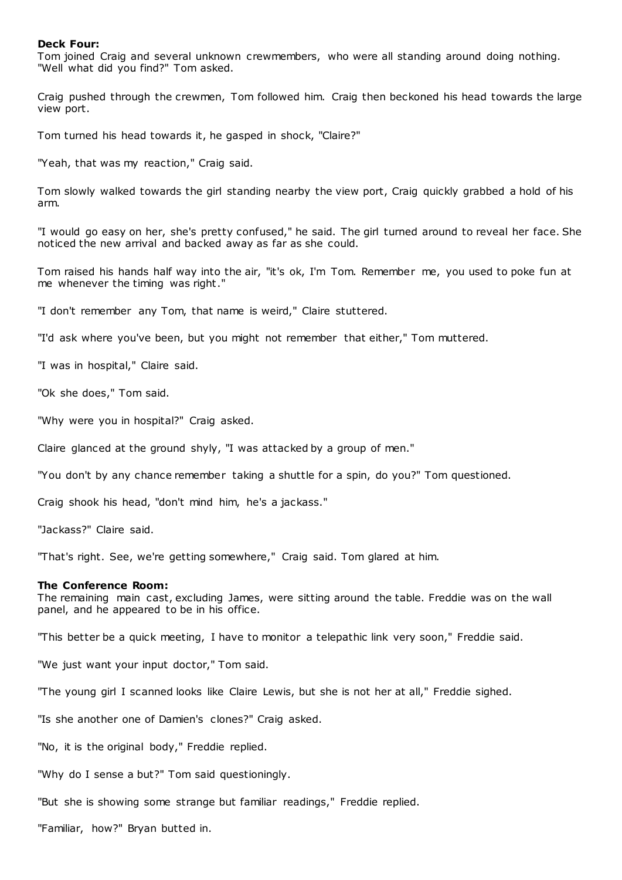**Deck Four:**
Tom joined Craig and several unknown crewmembers, who were all standing around doing nothing. "Well what did you find?" Tom asked.

Craig pushed through the crewmen, Tom followed him. Craig then beckoned his head towards the large view port.

Tom turned his head towards it, he gasped in shock, "Claire?"

"Yeah, that was my reaction," Craig said.

Tom slowly walked towards the girl standing nearby the view port, Craig quickly grabbed a hold of his arm.

"I would go easy on her, she's pretty confused," he said. The girl turned around to reveal her face. She noticed the new arrival and backed away as far as she could.

Tom raised his hands half way into the air, "it's ok, I'm Tom. Remember me, you used to poke fun at me whenever the timing was right."

"I don't remember any Tom, that name is weird," Claire stuttered.

"I'd ask where you've been, but you might not remember that either," Tom muttered.

"I was in hospital," Claire said.

"Ok she does," Tom said.

"Why were you in hospital?" Craig asked.

Claire glanced at the ground shyly, "I was attacked by a group of men."

"You don't by any chance remember taking a shuttle for a spin, do you?" Tom questioned.

Craig shook his head, "don't mind him, he's a jackass."

"Jackass?" Claire said.

"That's right. See, we're getting somewhere," Craig said. Tom glared at him.

**The Conference Room:**
The remaining main cast, excluding James, were sitting around the table. Freddie was on the wall panel, and he appeared to be in his office.

"This better be a quick meeting, I have to monitor a telepathic link very soon," Freddie said.

"We just want your input doctor," Tom said.

"The young girl I scanned looks like Claire Lewis, but she is not her at all," Freddie sighed.

"Is she another one of Damien's clones?" Craig asked.

"No, it is the original body," Freddie replied.

"Why do I sense a but?" Tom said questioningly.

"But she is showing some strange but familiar readings," Freddie replied.

"Familiar, how?" Bryan butted in.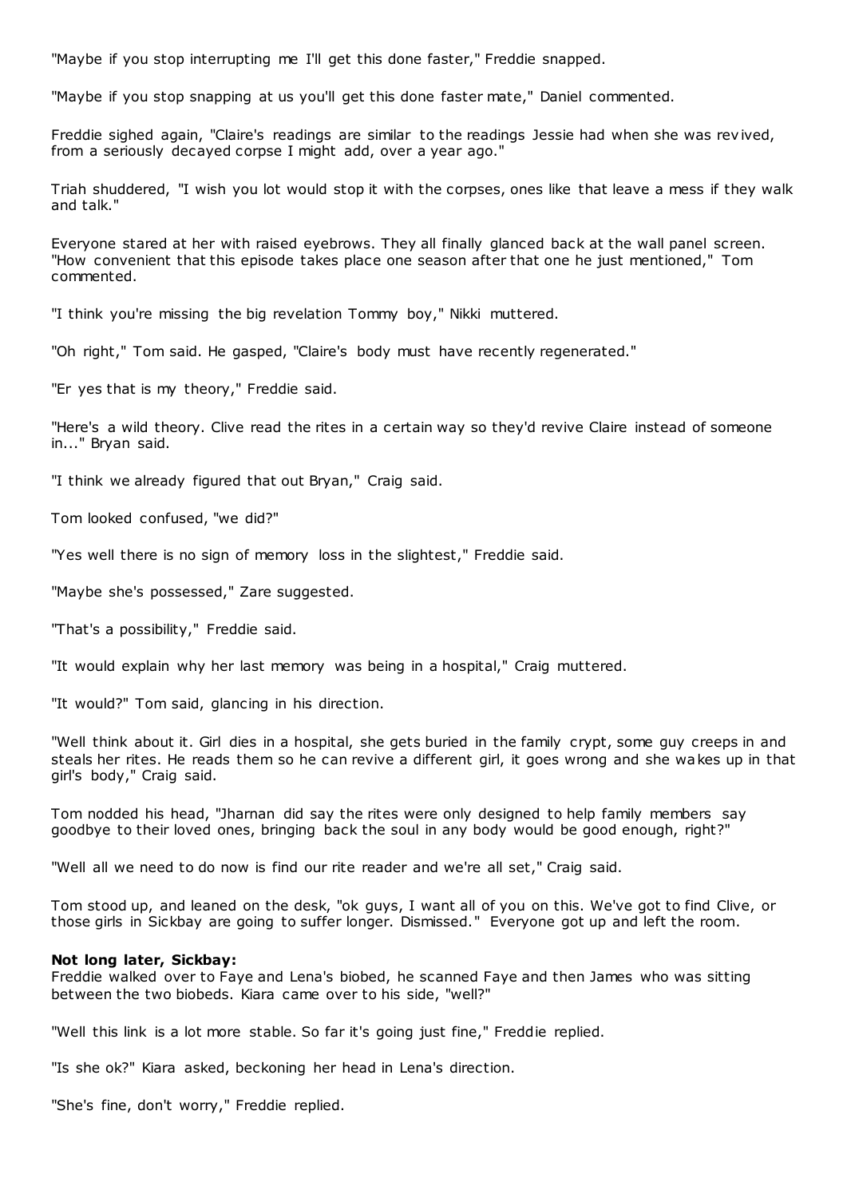"Maybe if you stop interrupting me I'll get this done faster," Freddie snapped.

"Maybe if you stop snapping at us you'll get this done faster mate," Daniel commented.

Freddie sighed again, "Claire's readings are similar to the readings Jessie had when she was revived, from a seriously decayed corpse I might add, over a year ago."

Triah shuddered, "I wish you lot would stop it with the corpses, ones like that leave a mess if they walk and talk."

Everyone stared at her with raised eyebrows. They all finally glanced back at the wall panel screen. "How convenient that this episode takes place one season after that one he just mentioned," Tom commented.

"I think you're missing the big revelation Tommy boy," Nikki muttered.

"Oh right," Tom said. He gasped, "Claire's body must have recently regenerated."

"Er yes that is my theory," Freddie said.

"Here's a wild theory. Clive read the rites in a certain way so they'd revive Claire instead of someone in..." Bryan said.

"I think we already figured that out Bryan," Craig said.

Tom looked confused, "we did?"

"Yes well there is no sign of memory loss in the slightest," Freddie said.

"Maybe she's possessed," Zare suggested.

"That's a possibility," Freddie said.

"It would explain why her last memory was being in a hospital," Craig muttered.

"It would?" Tom said, glancing in his direction.

"Well think about it. Girl dies in a hospital, she gets buried in the family crypt, some guy creeps in and steals her rites. He reads them so he can revive a different girl, it goes wrong and she wakes up in that girl's body," Craig said.

Tom nodded his head, "Jharnan did say the rites were only designed to help family members say goodbye to their loved ones, bringing back the soul in any body would be good enough, right?"

"Well all we need to do now is find our rite reader and we're all set," Craig said.

Tom stood up, and leaned on the desk, "ok guys, I want all of you on this. We've got to find Clive, or those girls in Sickbay are going to suffer longer. Dismissed." Everyone got up and left the room.

**Not long later, Sickbay:**
Freddie walked over to Faye and Lena's biobed, he scanned Faye and then James who was sitting between the two biobeds. Kiara came over to his side, "well?"

"Well this link is a lot more stable. So far it's going just fine," Freddie replied.

"Is she ok?" Kiara asked, beckoning her head in Lena's direction.

"She's fine, don't worry," Freddie replied.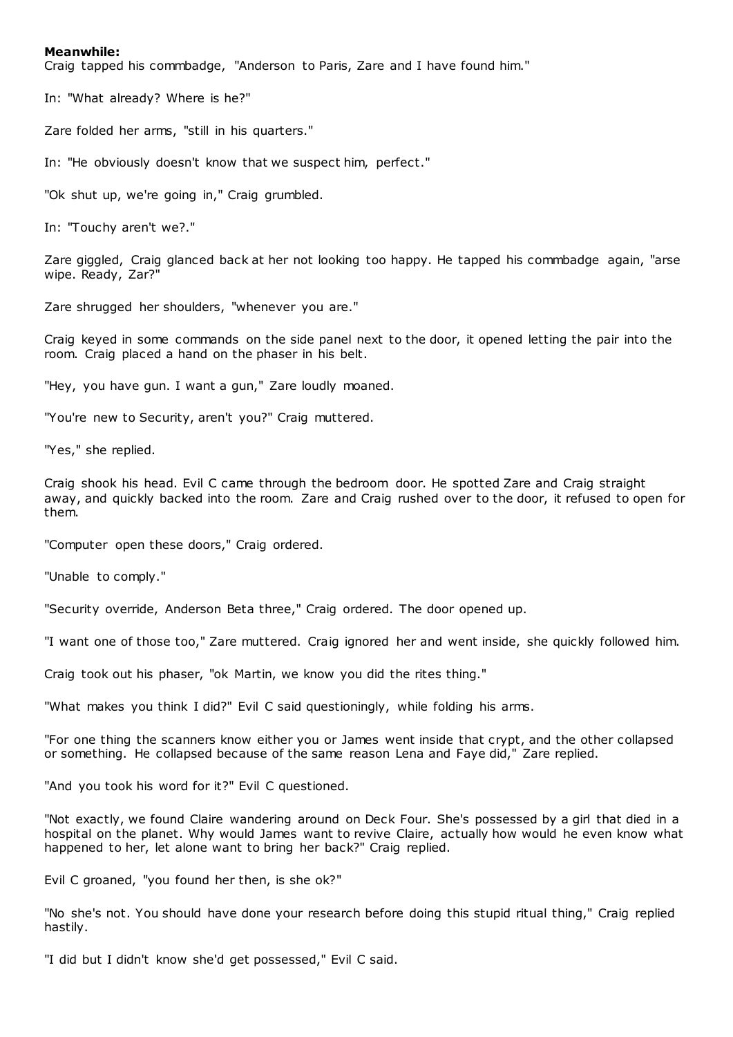**Meanwhile:**

Craig tapped his commbadge, "Anderson to Paris, Zare and I have found him."

In: "What already? Where is he?"

Zare folded her arms, "still in his quarters."

In: "He obviously doesn't know that we suspect him, perfect."

"Ok shut up, we're going in," Craig grumbled.

In: "Touchy aren't we?."

Zare giggled, Craig glanced back at her not looking too happy. He tapped his commbadge again, "arse wipe. Ready, Zar?"

Zare shrugged her shoulders, "whenever you are."

Craig keyed in some commands on the side panel next to the door, it opened letting the pair into the room. Craig placed a hand on the phaser in his belt.

"Hey, you have gun. I want a gun," Zare loudly moaned.

"You're new to Security, aren't you?" Craig muttered.

"Yes," she replied.

Craig shook his head. Evil C came through the bedroom door. He spotted Zare and Craig straight away, and quickly backed into the room. Zare and Craig rushed over to the door, it refused to open for them.

"Computer open these doors," Craig ordered.

"Unable to comply."

"Security override, Anderson Beta three," Craig ordered. The door opened up.

"I want one of those too," Zare muttered. Craig ignored her and went inside, she quickly followed him.

Craig took out his phaser, "ok Martin, we know you did the rites thing."

"What makes you think I did?" Evil C said questioningly, while folding his arms.

"For one thing the scanners know either you or James went inside that crypt, and the other collapsed or something. He collapsed because of the same reason Lena and Faye did," Zare replied.

"And you took his word for it?" Evil C questioned.

"Not exactly, we found Claire wandering around on Deck Four. She's possessed by a girl that died in a hospital on the planet. Why would James want to revive Claire, actually how would he even know what happened to her, let alone want to bring her back?" Craig replied.

Evil C groaned, "you found her then, is she ok?"

"No she's not. You should have done your research before doing this stupid ritual thing," Craig replied hastily.

"I did but I didn't know she'd get possessed," Evil C said.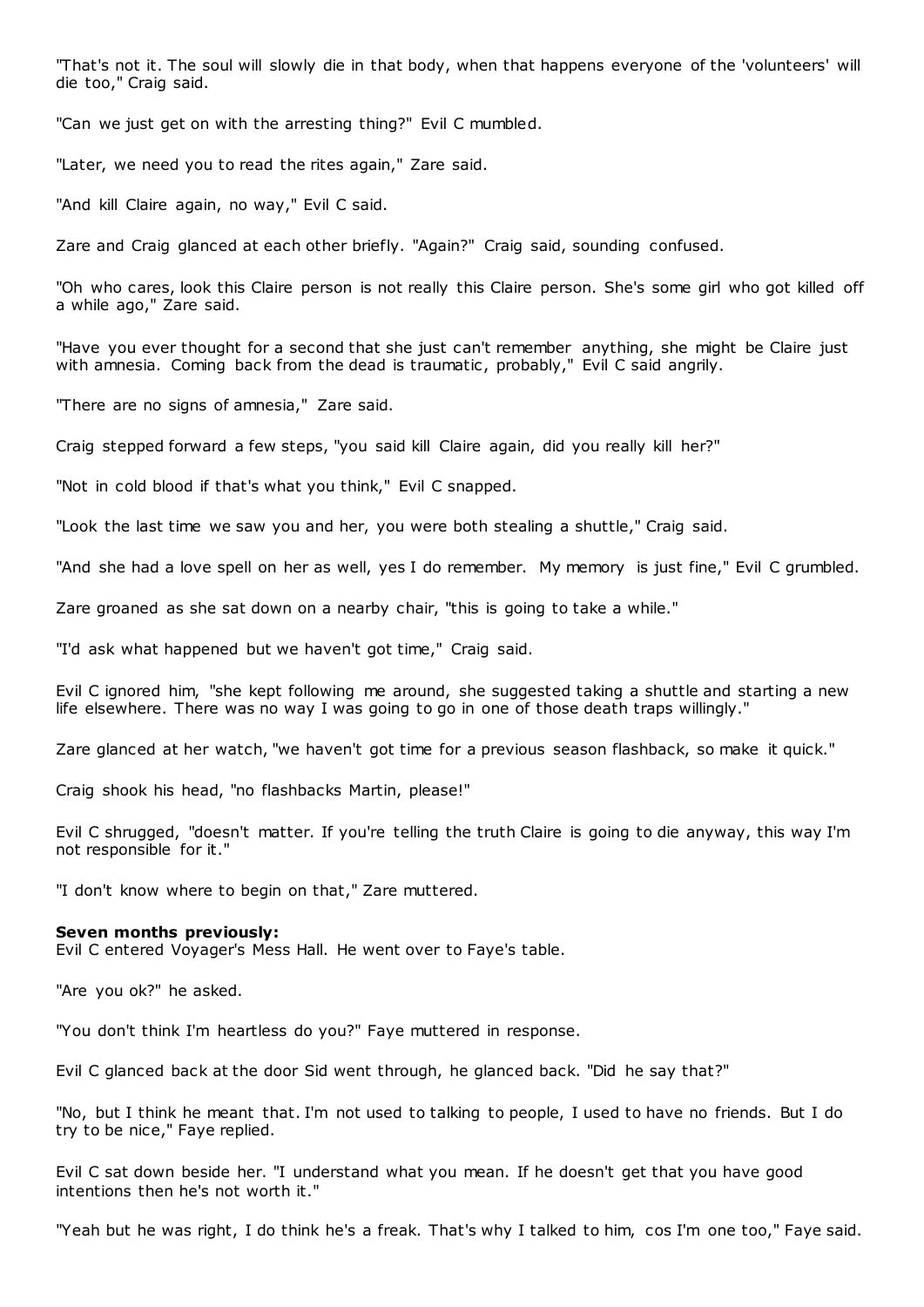"That's not it. The soul will slowly die in that body, when that happens everyone of the 'volunteers' will die too," Craig said.

"Can we just get on with the arresting thing?" Evil C mumbled.

"Later, we need you to read the rites again," Zare said.

"And kill Claire again, no way," Evil C said.

Zare and Craig glanced at each other briefly. "Again?" Craig said, sounding confused.

"Oh who cares, look this Claire person is not really this Claire person. She's some girl who got killed off a while ago," Zare said.

"Have you ever thought for a second that she just can't remember anything, she might be Claire just with amnesia. Coming back from the dead is traumatic, probably," Evil C said angrily.

"There are no signs of amnesia," Zare said.

Craig stepped forward a few steps, "you said kill Claire again, did you really kill her?"

"Not in cold blood if that's what you think," Evil C snapped.

"Look the last time we saw you and her, you were both stealing a shuttle," Craig said.

"And she had a love spell on her as well, yes I do remember. My memory is just fine," Evil C grumbled.

Zare groaned as she sat down on a nearby chair, "this is going to take a while."

"I'd ask what happened but we haven't got time," Craig said.

Evil C ignored him, "she kept following me around, she suggested taking a shuttle and starting a new life elsewhere. There was no way I was going to go in one of those death traps willingly."

Zare glanced at her watch, "we haven't got time for a previous season flashback, so make it quick."

Craig shook his head, "no flashbacks Martin, please!"

Evil C shrugged, "doesn't matter. If you're telling the truth Claire is going to die anyway, this way I'm not responsible for it."

"I don't know where to begin on that," Zare muttered.

**Seven months previously:**
Evil C entered Voyager's Mess Hall. He went over to Faye's table.

"Are you ok?" he asked.

"You don't think I'm heartless do you?" Faye muttered in response.

Evil C glanced back at the door Sid went through, he glanced back. "Did he say that?"

"No, but I think he meant that. I'm not used to talking to people, I used to have no friends. But I do try to be nice," Faye replied.

Evil C sat down beside her. "I understand what you mean. If he doesn't get that you have good intentions then he's not worth it."

"Yeah but he was right, I do think he's a freak. That's why I talked to him, cos I'm one too," Faye said.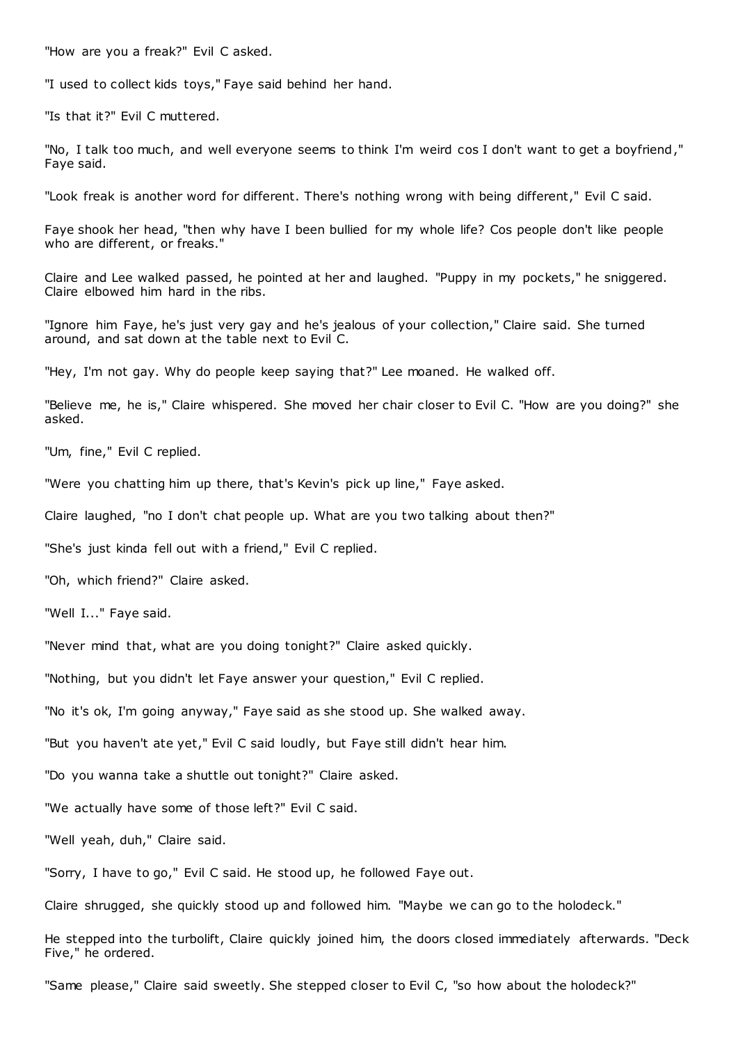"How are you a freak?" Evil C asked.

"I used to collect kids toys," Faye said behind her hand.

"Is that it?" Evil C muttered.

"No, I talk too much, and well everyone seems to think I'm weird cos I don't want to get a boyfriend," Faye said.

"Look freak is another word for different. There's nothing wrong with being different," Evil C said.

Faye shook her head, "then why have I been bullied for my whole life? Cos people don't like people who are different, or freaks."

Claire and Lee walked passed, he pointed at her and laughed. "Puppy in my pockets," he sniggered. Claire elbowed him hard in the ribs.

"Ignore him Faye, he's just very gay and he's jealous of your collection," Claire said. She turned around, and sat down at the table next to Evil C.

"Hey, I'm not gay. Why do people keep saying that?" Lee moaned. He walked off.

"Believe me, he is," Claire whispered. She moved her chair closer to Evil C. "How are you doing?" she asked.

"Um, fine," Evil C replied.

"Were you chatting him up there, that's Kevin's pick up line," Faye asked.

Claire laughed, "no I don't chat people up. What are you two talking about then?"

"She's just kinda fell out with a friend," Evil C replied.

"Oh, which friend?" Claire asked.

"Well I..." Faye said.

"Never mind that, what are you doing tonight?" Claire asked quickly.

"Nothing, but you didn't let Faye answer your question," Evil C replied.

"No it's ok, I'm going anyway," Faye said as she stood up. She walked away.

"But you haven't ate yet," Evil C said loudly, but Faye still didn't hear him.

"Do you wanna take a shuttle out tonight?" Claire asked.

"We actually have some of those left?" Evil C said.

"Well yeah, duh," Claire said.

"Sorry, I have to go," Evil C said. He stood up, he followed Faye out.

Claire shrugged, she quickly stood up and followed him. "Maybe we can go to the holodeck."

He stepped into the turbolift, Claire quickly joined him, the doors closed immediately afterwards. "Deck Five," he ordered.

"Same please," Claire said sweetly. She stepped closer to Evil C, "so how about the holodeck?"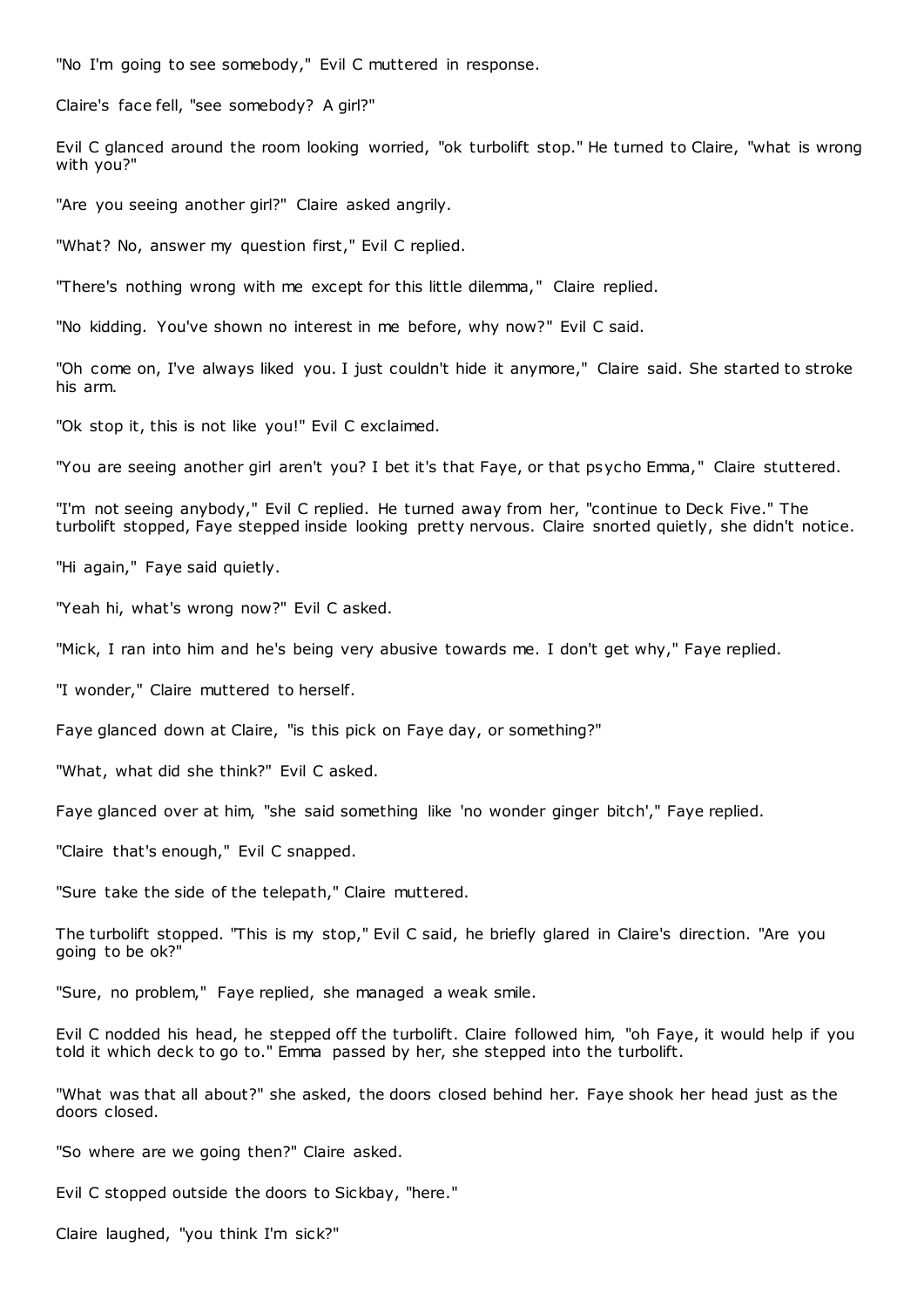"No I'm going to see somebody," Evil C muttered in response.

Claire's face fell, "see somebody? A girl?"

Evil C glanced around the room looking worried, "ok turbolift stop." He turned to Claire, "what is wrong with you?"

"Are you seeing another girl?" Claire asked angrily.

"What? No, answer my question first," Evil C replied.

"There's nothing wrong with me except for this little dilemma," Claire replied.

"No kidding. You've shown no interest in me before, why now?" Evil C said.

"Oh come on, I've always liked you. I just couldn't hide it anymore," Claire said. She started to stroke his arm.

"Ok stop it, this is not like you!" Evil C exclaimed.

"You are seeing another girl aren't you? I bet it's that Faye, or that psycho Emma," Claire stuttered.

"I'm not seeing anybody," Evil C replied. He turned away from her, "continue to Deck Five." The turbolift stopped, Faye stepped inside looking pretty nervous. Claire snorted quietly, she didn't notice.

"Hi again," Faye said quietly.

"Yeah hi, what's wrong now?" Evil C asked.

"Mick, I ran into him and he's being very abusive towards me. I don't get why," Faye replied.

"I wonder," Claire muttered to herself.

Faye glanced down at Claire, "is this pick on Faye day, or something?"

"What, what did she think?" Evil C asked.

Faye glanced over at him, "she said something like 'no wonder ginger bitch'," Faye replied.

"Claire that's enough," Evil C snapped.

"Sure take the side of the telepath," Claire muttered.

The turbolift stopped. "This is my stop," Evil C said, he briefly glared in Claire's direction. "Are you going to be ok?"

"Sure, no problem," Faye replied, she managed a weak smile.

Evil C nodded his head, he stepped off the turbolift. Claire followed him, "oh Faye, it would help if you told it which deck to go to." Emma passed by her, she stepped into the turbolift.

"What was that all about?" she asked, the doors closed behind her. Faye shook her head just as the doors closed.

"So where are we going then?" Claire asked.

Evil C stopped outside the doors to Sickbay, "here."

Claire laughed, "you think I'm sick?"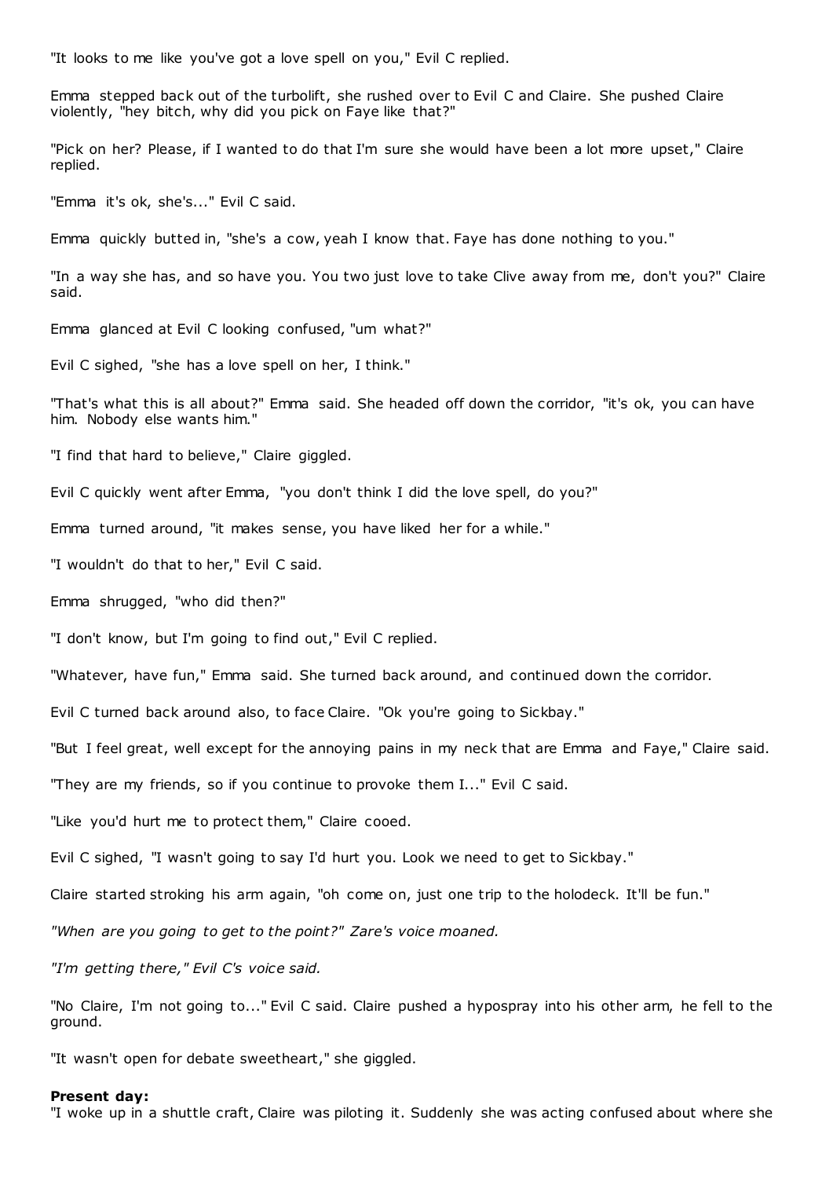"It looks to me like you've got a love spell on you," Evil C replied.

Emma stepped back out of the turbolift, she rushed over to Evil C and Claire. She pushed Claire violently, "hey bitch, why did you pick on Faye like that?"

"Pick on her? Please, if I wanted to do that I'm sure she would have been a lot more upset," Claire replied.

"Emma it's ok, she's..." Evil C said.

Emma quickly butted in, "she's a cow, yeah I know that. Faye has done nothing to you."

"In a way she has, and so have you. You two just love to take Clive away from me, don't you?" Claire said.

Emma glanced at Evil C looking confused, "um what?"

Evil C sighed, "she has a love spell on her, I think."

"That's what this is all about?" Emma said. She headed off down the corridor, "it's ok, you can have him. Nobody else wants him."

"I find that hard to believe," Claire giggled.

Evil C quickly went after Emma, "you don't think I did the love spell, do you?"

Emma turned around, "it makes sense, you have liked her for a while."

"I wouldn't do that to her," Evil C said.

Emma shrugged, "who did then?"

"I don't know, but I'm going to find out," Evil C replied.

"Whatever, have fun," Emma said. She turned back around, and continued down the corridor.

Evil C turned back around also, to face Claire. "Ok you're going to Sickbay."

"But I feel great, well except for the annoying pains in my neck that are Emma and Faye," Claire said.

"They are my friends, so if you continue to provoke them I..." Evil C said.

"Like you'd hurt me to protect them," Claire cooed.

Evil C sighed, "I wasn't going to say I'd hurt you. Look we need to get to Sickbay."

Claire started stroking his arm again, "oh come on, just one trip to the holodeck. It'll be fun."

*"When are you going to get to the point?" Zare's voice moaned.*

*"I'm getting there," Evil C's voice said.*

"No Claire, I'm not going to..." Evil C said. Claire pushed a hypospray into his other arm, he fell to the ground.

"It wasn't open for debate sweetheart," she giggled.

**Present day:**
"I woke up in a shuttle craft, Claire was piloting it. Suddenly she was acting confused about where she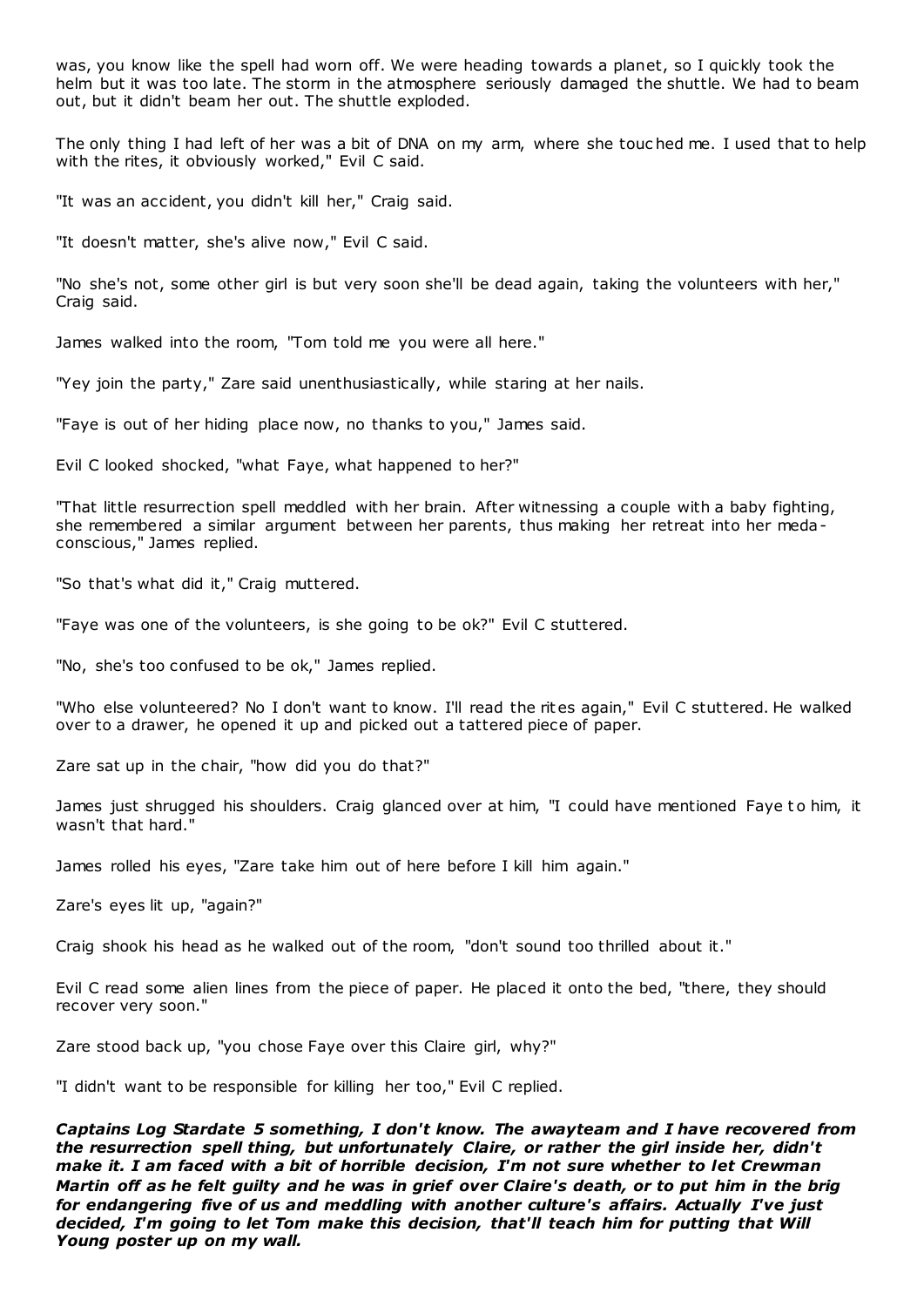was, you know like the spell had worn off. We were heading towards a planet, so I quickly took the helm but it was too late. The storm in the atmosphere seriously damaged the shuttle. We had to beam out, but it didn't beam her out. The shuttle exploded.

The only thing I had left of her was a bit of DNA on my arm, where she touched me. I used that to help with the rites, it obviously worked," Evil C said.

"It was an accident, you didn't kill her," Craig said.

"It doesn't matter, she's alive now," Evil C said.

"No she's not, some other girl is but very soon she'll be dead again, taking the volunteers with her," Craig said.

James walked into the room, "Tom told me you were all here."

"Yey join the party," Zare said unenthusiastically, while staring at her nails.

"Faye is out of her hiding place now, no thanks to you," James said.

Evil C looked shocked, "what Faye, what happened to her?"

"That little resurrection spell meddled with her brain. After witnessing a couple with a baby fighting, she remembered a similar argument between her parents, thus making her retreat into her meda-conscious," James replied.

"So that's what did it," Craig muttered.

"Faye was one of the volunteers, is she going to be ok?" Evil C stuttered.

"No, she's too confused to be ok," James replied.

"Who else volunteered? No I don't want to know. I'll read the rites again," Evil C stuttered. He walked over to a drawer, he opened it up and picked out a tattered piece of paper.

Zare sat up in the chair, "how did you do that?"

James just shrugged his shoulders. Craig glanced over at him, "I could have mentioned Faye to him, it wasn't that hard."

James rolled his eyes, "Zare take him out of here before I kill him again."

Zare's eyes lit up, "again?"

Craig shook his head as he walked out of the room, "don't sound too thrilled about it."

Evil C read some alien lines from the piece of paper. He placed it onto the bed, "there, they should recover very soon."

Zare stood back up, "you chose Faye over this Claire girl, why?"

"I didn't want to be responsible for killing her too," Evil C replied.

***Captains Log Stardate 5 something, I don't know. The awayteam and I have recovered from the resurrection spell thing, but unfortunately Claire, or rather the girl inside her, didn't make it. I am faced with a bit of horrible decision, I'm not sure whether to let Crewman Martin off as he felt guilty and he was in grief over Claire's death, or to put him in the brig for endangering five of us and meddling with another culture's affairs. Actually I've just decided, I'm going to let Tom make this decision, that'll teach him for putting that Will Young poster up on my wall.***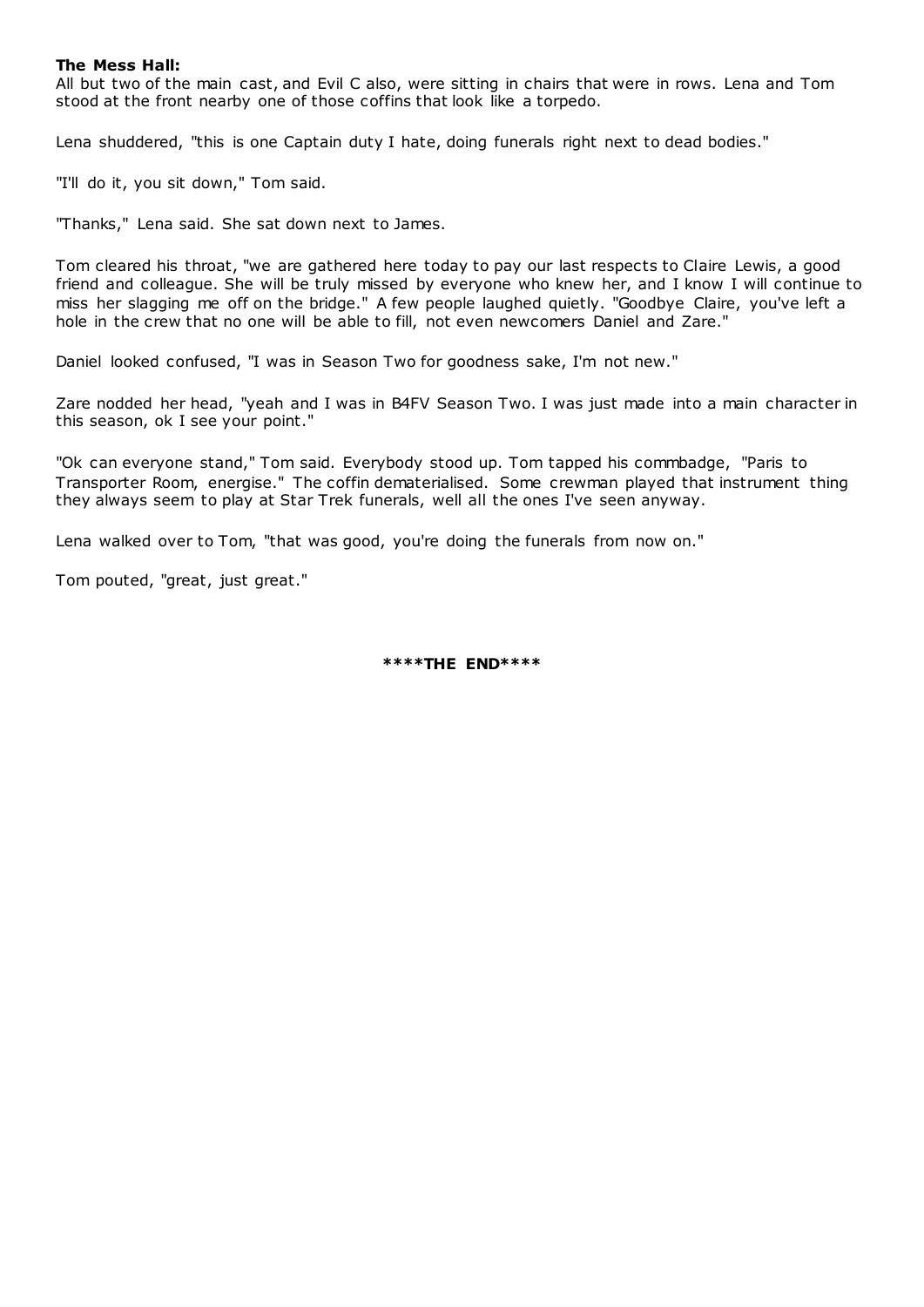**The Mess Hall:**
All but two of the main cast, and Evil C also, were sitting in chairs that were in rows. Lena and Tom stood at the front nearby one of those coffins that look like a torpedo.

Lena shuddered, "this is one Captain duty I hate, doing funerals right next to dead bodies."

"I'll do it, you sit down," Tom said.

"Thanks," Lena said. She sat down next to James.

Tom cleared his throat, "we are gathered here today to pay our last respects to Claire Lewis, a good friend and colleague. She will be truly missed by everyone who knew her, and I know I will continue to miss her slagging me off on the bridge." A few people laughed quietly. "Goodbye Claire, you've left a hole in the crew that no one will be able to fill, not even newcomers Daniel and Zare."

Daniel looked confused, "I was in Season Two for goodness sake, I'm not new."

Zare nodded her head, "yeah and I was in B4FV Season Two. I was just made into a main character in this season, ok I see your point."

"Ok can everyone stand," Tom said. Everybody stood up. Tom tapped his commbadge, "Paris to Transporter Room, energise." The coffin dematerialised. Some crewman played that instrument thing they always seem to play at Star Trek funerals, well all the ones I've seen anyway.

Lena walked over to Tom, "that was good, you're doing the funerals from now on."

Tom pouted, "great, just great."

**\*\*\*\*THE END\*\*\*\***